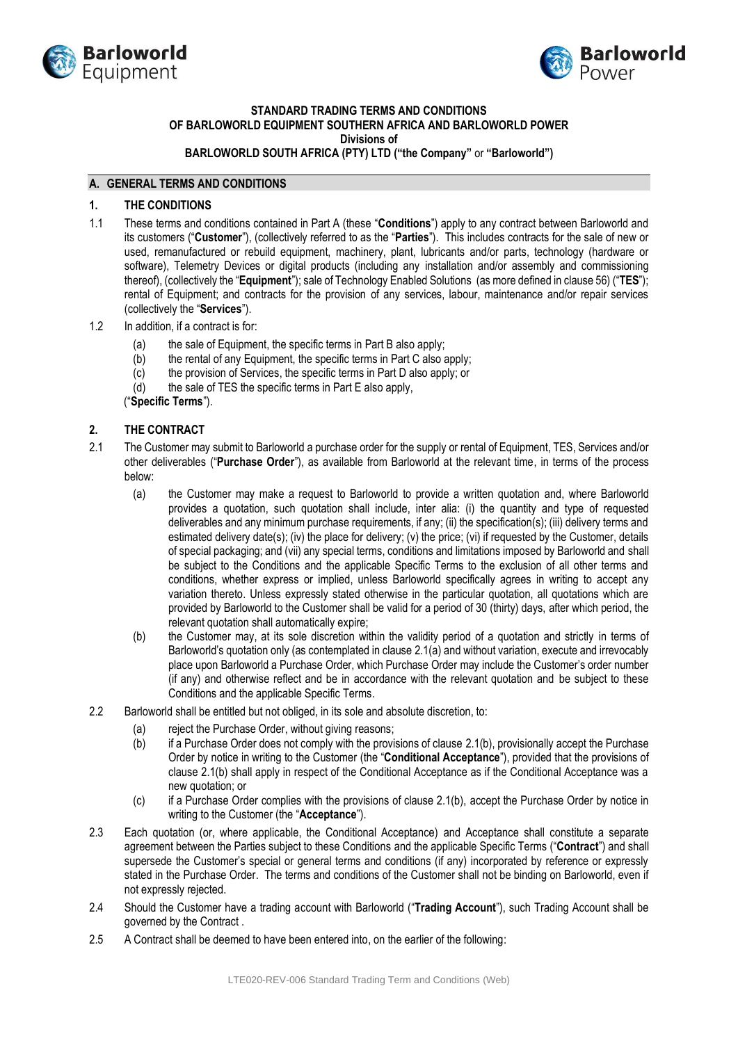**STANDARD TRADING TERMS AND CONDITIONS**
**OF BARLOWORLD EQUIPMENT SOUTHERN AFRICA AND BARLOWORLD POWER**
**Divisions of**
**BARLOWORLD SOUTH AFRICA (PTY) LTD ("the Company"** or **"Barloworld")**

## A. GENERAL TERMS AND CONDITIONS

### 1. THE CONDITIONS

1.1 These terms and conditions contained in Part A (these "**Conditions**") apply to any contract between Barloworld and its customers ("**Customer**"), (collectively referred to as the "**Parties**"). This includes contracts for the sale of new or used, remanufactured or rebuild equipment, machinery, plant, lubricants and/or parts, technology (hardware or software), Telemetry Devices or digital products (including any installation and/or assembly and commissioning thereof), (collectively the "**Equipment**"); sale of Technology Enabled Solutions (as more defined in clause 56) ("**TES**"); rental of Equipment; and contracts for the provision of any services, labour, maintenance and/or repair services (collectively the "**Services**").

1.2 In addition, if a contract is for:

(a) the sale of Equipment, the specific terms in Part B also apply;
(b) the rental of any Equipment, the specific terms in Part C also apply;
(c) the provision of Services, the specific terms in Part D also apply; or
(d) the sale of TES the specific terms in Part E also apply,

("**Specific Terms**").

### 2. THE CONTRACT

2.1 The Customer may submit to Barloworld a purchase order for the supply or rental of Equipment, TES, Services and/or other deliverables ("**Purchase Order**"), as available from Barloworld at the relevant time, in terms of the process below:

(a) the Customer may make a request to Barloworld to provide a written quotation and, where Barloworld provides a quotation, such quotation shall include, inter alia: (i) the quantity and type of requested deliverables and any minimum purchase requirements, if any; (ii) the specification(s); (iii) delivery terms and estimated delivery date(s); (iv) the place for delivery; (v) the price; (vi) if requested by the Customer, details of special packaging; and (vii) any special terms, conditions and limitations imposed by Barloworld and shall be subject to the Conditions and the applicable Specific Terms to the exclusion of all other terms and conditions, whether express or implied, unless Barloworld specifically agrees in writing to accept any variation thereto. Unless expressly stated otherwise in the particular quotation, all quotations which are provided by Barloworld to the Customer shall be valid for a period of 30 (thirty) days, after which period, the relevant quotation shall automatically expire;

(b) the Customer may, at its sole discretion within the validity period of a quotation and strictly in terms of Barloworld's quotation only (as contemplated in clause 2.1(a) and without variation, execute and irrevocably place upon Barloworld a Purchase Order, which Purchase Order may include the Customer's order number (if any) and otherwise reflect and be in accordance with the relevant quotation and be subject to these Conditions and the applicable Specific Terms.

2.2 Barloworld shall be entitled but not obliged, in its sole and absolute discretion, to:

(a) reject the Purchase Order, without giving reasons;
(b) if a Purchase Order does not comply with the provisions of clause 2.1(b), provisionally accept the Purchase Order by notice in writing to the Customer (the "**Conditional Acceptance**"), provided that the provisions of clause 2.1(b) shall apply in respect of the Conditional Acceptance as if the Conditional Acceptance was a new quotation; or
(c) if a Purchase Order complies with the provisions of clause 2.1(b), accept the Purchase Order by notice in writing to the Customer (the "**Acceptance**").

2.3 Each quotation (or, where applicable, the Conditional Acceptance) and Acceptance shall constitute a separate agreement between the Parties subject to these Conditions and the applicable Specific Terms ("**Contract**") and shall supersede the Customer's special or general terms and conditions (if any) incorporated by reference or expressly stated in the Purchase Order. The terms and conditions of the Customer shall not be binding on Barloworld, even if not expressly rejected.

2.4 Should the Customer have a trading account with Barloworld ("**Trading Account**"), such Trading Account shall be governed by the Contract .

2.5 A Contract shall be deemed to have been entered into, on the earlier of the following: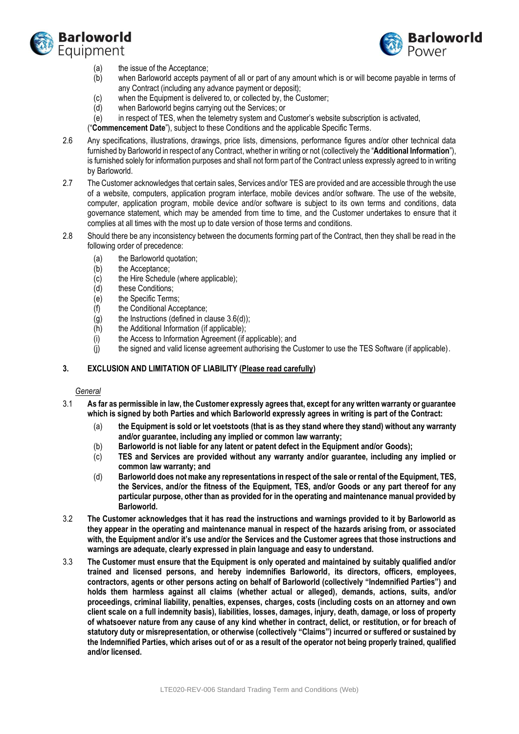- (a) the issue of the Acceptance;
- (b) when Barloworld accepts payment of all or part of any amount which is or will become payable in terms of any Contract (including any advance payment or deposit);
- (c) when the Equipment is delivered to, or collected by, the Customer;
- (d) when Barloworld begins carrying out the Services; or
- (e) in respect of TES, when the telemetry system and Customer's website subscription is activated,

("**Commencement Date**"), subject to these Conditions and the applicable Specific Terms.

2.6 Any specifications, illustrations, drawings, price lists, dimensions, performance figures and/or other technical data furnished by Barloworld in respect of any Contract, whether in writing or not (collectively the "**Additional Information**"), is furnished solely for information purposes and shall not form part of the Contract unless expressly agreed to in writing by Barloworld.

2.7 The Customer acknowledges that certain sales, Services and/or TES are provided and are accessible through the use of a website, computers, application program interface, mobile devices and/or software. The use of the website, computer, application program, mobile device and/or software is subject to its own terms and conditions, data governance statement, which may be amended from time to time, and the Customer undertakes to ensure that it complies at all times with the most up to date version of those terms and conditions.

2.8 Should there be any inconsistency between the documents forming part of the Contract, then they shall be read in the following order of precedence:

- (a) the Barloworld quotation;
- (b) the Acceptance;
- (c) the Hire Schedule (where applicable);
- (d) these Conditions;
- (e) the Specific Terms;
- (f) the Conditional Acceptance;
- (g) the Instructions (defined in clause 3.6(d));
- (h) the Additional Information (if applicable);
- (i) the Access to Information Agreement (if applicable); and
- (j) the signed and valid license agreement authorising the Customer to use the TES Software (if applicable).

## 3. EXCLUSION AND LIMITATION OF LIABILITY (<u>Please read carefully</u>)

*<u>General</u>*

3.1 **As far as permissible in law, the Customer expressly agrees that, except for any written warranty or guarantee which is signed by both Parties and which Barloworld expressly agrees in writing is part of the Contract:**

- (a) **the Equipment is sold or let voetstoots (that is as they stand where they stand) without any warranty and/or guarantee, including any implied or common law warranty;**
- (b) **Barloworld is not liable for any latent or patent defect in the Equipment and/or Goods);**
- (c) **TES and Services are provided without any warranty and/or guarantee, including any implied or common law warranty; and**
- (d) **Barloworld does not make any representations in respect of the sale or rental of the Equipment, TES, the Services, and/or the fitness of the Equipment, TES, and/or Goods or any part thereof for any particular purpose, other than as provided for in the operating and maintenance manual provided by Barloworld.**

3.2 **The Customer acknowledges that it has read the instructions and warnings provided to it by Barloworld as they appear in the operating and maintenance manual in respect of the hazards arising from, or associated with, the Equipment and/or it's use and/or the Services and the Customer agrees that those instructions and warnings are adequate, clearly expressed in plain language and easy to understand.**

3.3 **The Customer must ensure that the Equipment is only operated and maintained by suitably qualified and/or trained and licensed persons, and hereby indemnifies Barloworld, its directors, officers, employees, contractors, agents or other persons acting on behalf of Barloworld (collectively "Indemnified Parties") and holds them harmless against all claims (whether actual or alleged), demands, actions, suits, and/or proceedings, criminal liability, penalties, expenses, charges, costs (including costs on an attorney and own client scale on a full indemnity basis), liabilities, losses, damages, injury, death, damage, or loss of property of whatsoever nature from any cause of any kind whether in contract, delict, or restitution, or for breach of statutory duty or misrepresentation, or otherwise (collectively "Claims") incurred or suffered or sustained by the Indemnified Parties, which arises out of or as a result of the operator not being properly trained, qualified and/or licensed.**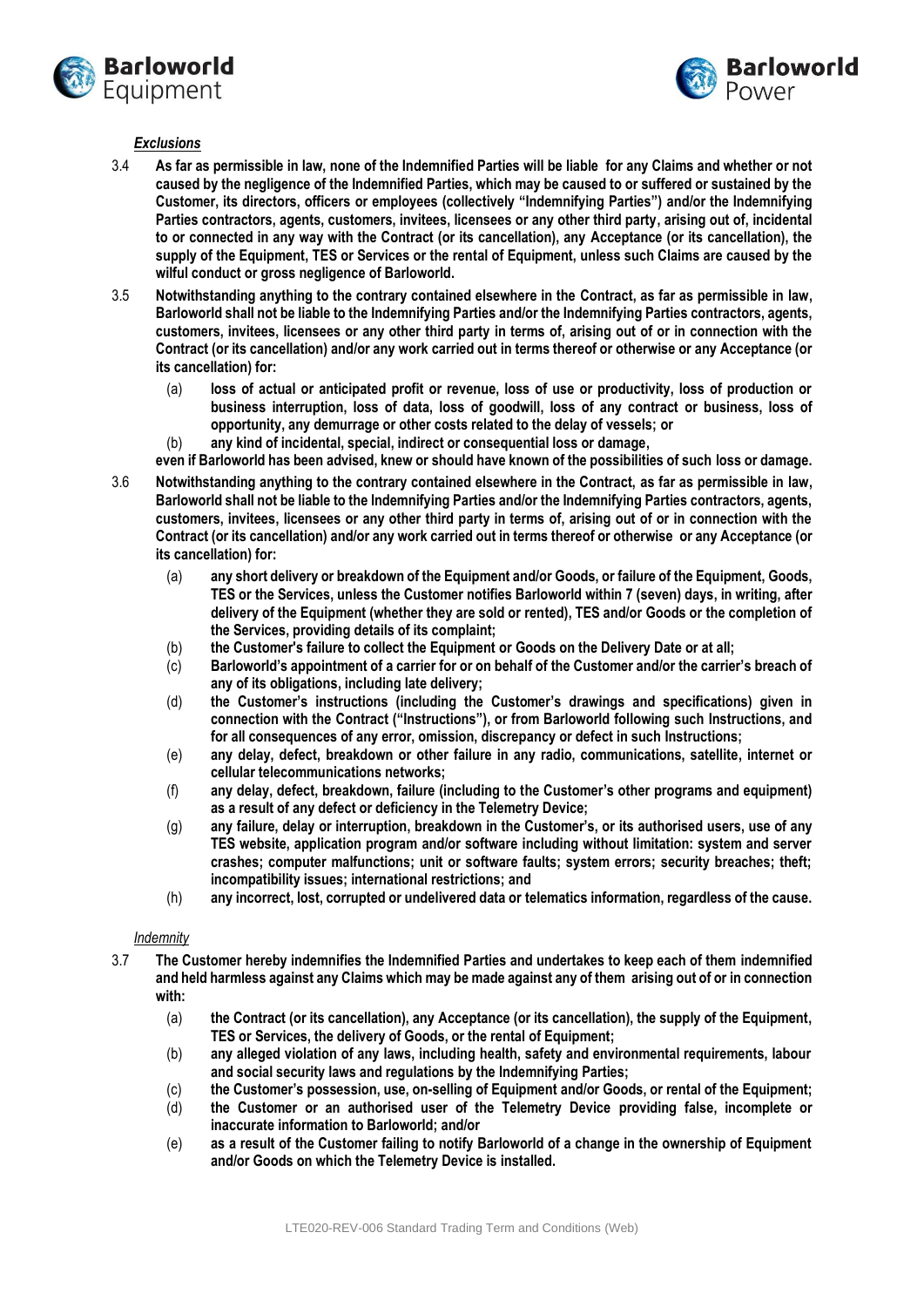*Exclusions*

3.4 **As far as permissible in law, none of the Indemnified Parties will be liable for any Claims and whether or not caused by the negligence of the Indemnified Parties, which may be caused to or suffered or sustained by the Customer, its directors, officers or employees (collectively "Indemnifying Parties") and/or the Indemnifying Parties contractors, agents, customers, invitees, licensees or any other third party, arising out of, incidental to or connected in any way with the Contract (or its cancellation), any Acceptance (or its cancellation), the supply of the Equipment, TES or Services or the rental of Equipment, unless such Claims are caused by the wilful conduct or gross negligence of Barloworld.**

3.5 **Notwithstanding anything to the contrary contained elsewhere in the Contract, as far as permissible in law, Barloworld shall not be liable to the Indemnifying Parties and/or the Indemnifying Parties contractors, agents, customers, invitees, licensees or any other third party in terms of, arising out of or in connection with the Contract (or its cancellation) and/or any work carried out in terms thereof or otherwise or any Acceptance (or its cancellation) for:**

(a) **loss of actual or anticipated profit or revenue, loss of use or productivity, loss of production or business interruption, loss of data, loss of goodwill, loss of any contract or business, loss of opportunity, any demurrage or other costs related to the delay of vessels; or**

(b) **any kind of incidental, special, indirect or consequential loss or damage,**

**even if Barloworld has been advised, knew or should have known of the possibilities of such loss or damage.**

3.6 **Notwithstanding anything to the contrary contained elsewhere in the Contract, as far as permissible in law, Barloworld shall not be liable to the Indemnifying Parties and/or the Indemnifying Parties contractors, agents, customers, invitees, licensees or any other third party in terms of, arising out of or in connection with the Contract (or its cancellation) and/or any work carried out in terms thereof or otherwise or any Acceptance (or its cancellation) for:**

(a) **any short delivery or breakdown of the Equipment and/or Goods, or failure of the Equipment, Goods, TES or the Services, unless the Customer notifies Barloworld within 7 (seven) days, in writing, after delivery of the Equipment (whether they are sold or rented), TES and/or Goods or the completion of the Services, providing details of its complaint;**

(b) **the Customer's failure to collect the Equipment or Goods on the Delivery Date or at all;**

(c) **Barloworld's appointment of a carrier for or on behalf of the Customer and/or the carrier's breach of any of its obligations, including late delivery;**

(d) **the Customer's instructions (including the Customer's drawings and specifications) given in connection with the Contract ("Instructions"), or from Barloworld following such Instructions, and for all consequences of any error, omission, discrepancy or defect in such Instructions;**

(e) **any delay, defect, breakdown or other failure in any radio, communications, satellite, internet or cellular telecommunications networks;**

(f) **any delay, defect, breakdown, failure (including to the Customer's other programs and equipment) as a result of any defect or deficiency in the Telemetry Device;**

(g) **any failure, delay or interruption, breakdown in the Customer's, or its authorised users, use of any TES website, application program and/or software including without limitation: system and server crashes; computer malfunctions; unit or software faults; system errors; security breaches; theft; incompatibility issues; international restrictions; and**

(h) **any incorrect, lost, corrupted or undelivered data or telematics information, regardless of the cause.**

*Indemnity*

3.7 **The Customer hereby indemnifies the Indemnified Parties and undertakes to keep each of them indemnified and held harmless against any Claims which may be made against any of them arising out of or in connection with:**

(a) **the Contract (or its cancellation), any Acceptance (or its cancellation), the supply of the Equipment, TES or Services, the delivery of Goods, or the rental of Equipment;**

(b) **any alleged violation of any laws, including health, safety and environmental requirements, labour and social security laws and regulations by the Indemnifying Parties;**

(c) **the Customer's possession, use, on-selling of Equipment and/or Goods, or rental of the Equipment;**

(d) **the Customer or an authorised user of the Telemetry Device providing false, incomplete or inaccurate information to Barloworld; and/or**

(e) **as a result of the Customer failing to notify Barloworld of a change in the ownership of Equipment and/or Goods on which the Telemetry Device is installed.**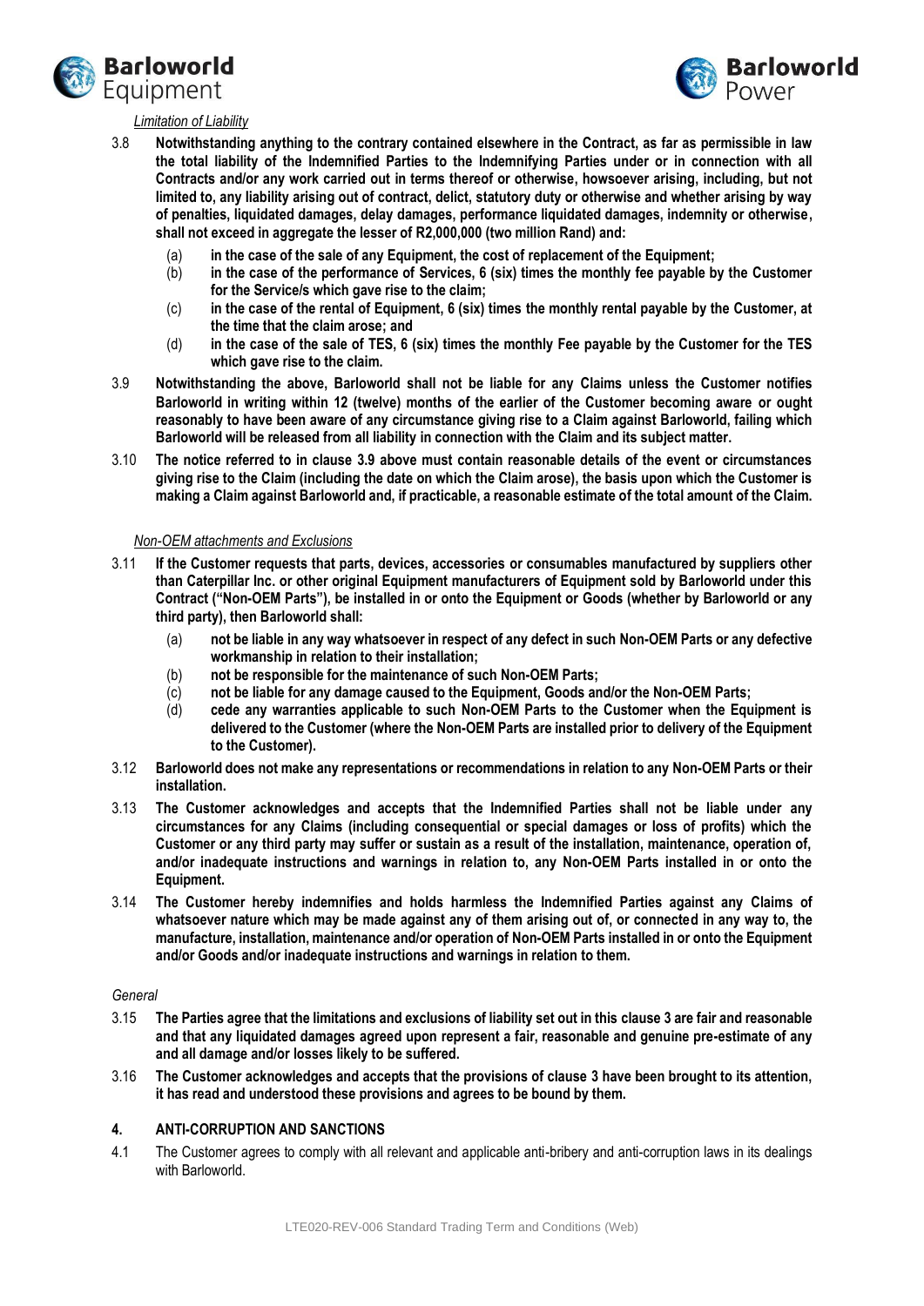*Limitation of Liability*

3.8 **Notwithstanding anything to the contrary contained elsewhere in the Contract, as far as permissible in law the total liability of the Indemnified Parties to the Indemnifying Parties under or in connection with all Contracts and/or any work carried out in terms thereof or otherwise, howsoever arising, including, but not limited to, any liability arising out of contract, delict, statutory duty or otherwise and whether arising by way of penalties, liquidated damages, delay damages, performance liquidated damages, indemnity or otherwise, shall not exceed in aggregate the lesser of R2,000,000 (two million Rand) and:**

   (a) **in the case of the sale of any Equipment, the cost of replacement of the Equipment;**
   (b) **in the case of the performance of Services, 6 (six) times the monthly fee payable by the Customer for the Service/s which gave rise to the claim;**
   (c) **in the case of the rental of Equipment, 6 (six) times the monthly rental payable by the Customer, at the time that the claim arose; and**
   (d) **in the case of the sale of TES, 6 (six) times the monthly Fee payable by the Customer for the TES which gave rise to the claim.**

3.9 **Notwithstanding the above, Barloworld shall not be liable for any Claims unless the Customer notifies Barloworld in writing within 12 (twelve) months of the earlier of the Customer becoming aware or ought reasonably to have been aware of any circumstance giving rise to a Claim against Barloworld, failing which Barloworld will be released from all liability in connection with the Claim and its subject matter.**

3.10 **The notice referred to in clause 3.9 above must contain reasonable details of the event or circumstances giving rise to the Claim (including the date on which the Claim arose), the basis upon which the Customer is making a Claim against Barloworld and, if practicable, a reasonable estimate of the total amount of the Claim.**

*Non-OEM attachments and Exclusions*

3.11 **If the Customer requests that parts, devices, accessories or consumables manufactured by suppliers other than Caterpillar Inc. or other original Equipment manufacturers of Equipment sold by Barloworld under this Contract ("Non-OEM Parts"), be installed in or onto the Equipment or Goods (whether by Barloworld or any third party), then Barloworld shall:**

   (a) **not be liable in any way whatsoever in respect of any defect in such Non-OEM Parts or any defective workmanship in relation to their installation;**
   (b) **not be responsible for the maintenance of such Non-OEM Parts;**
   (c) **not be liable for any damage caused to the Equipment, Goods and/or the Non-OEM Parts;**
   (d) **cede any warranties applicable to such Non-OEM Parts to the Customer when the Equipment is delivered to the Customer (where the Non-OEM Parts are installed prior to delivery of the Equipment to the Customer).**

3.12 **Barloworld does not make any representations or recommendations in relation to any Non-OEM Parts or their installation.**

3.13 **The Customer acknowledges and accepts that the Indemnified Parties shall not be liable under any circumstances for any Claims (including consequential or special damages or loss of profits) which the Customer or any third party may suffer or sustain as a result of the installation, maintenance, operation of, and/or inadequate instructions and warnings in relation to, any Non-OEM Parts installed in or onto the Equipment.**

3.14 **The Customer hereby indemnifies and holds harmless the Indemnified Parties against any Claims of whatsoever nature which may be made against any of them arising out of, or connected in any way to, the manufacture, installation, maintenance and/or operation of Non-OEM Parts installed in or onto the Equipment and/or Goods and/or inadequate instructions and warnings in relation to them.**

*General*

3.15 **The Parties agree that the limitations and exclusions of liability set out in this clause 3 are fair and reasonable and that any liquidated damages agreed upon represent a fair, reasonable and genuine pre-estimate of any and all damage and/or losses likely to be suffered.**

3.16 **The Customer acknowledges and accepts that the provisions of clause 3 have been brought to its attention, it has read and understood these provisions and agrees to be bound by them.**

## 4. ANTI-CORRUPTION AND SANCTIONS

4.1 The Customer agrees to comply with all relevant and applicable anti-bribery and anti-corruption laws in its dealings with Barloworld.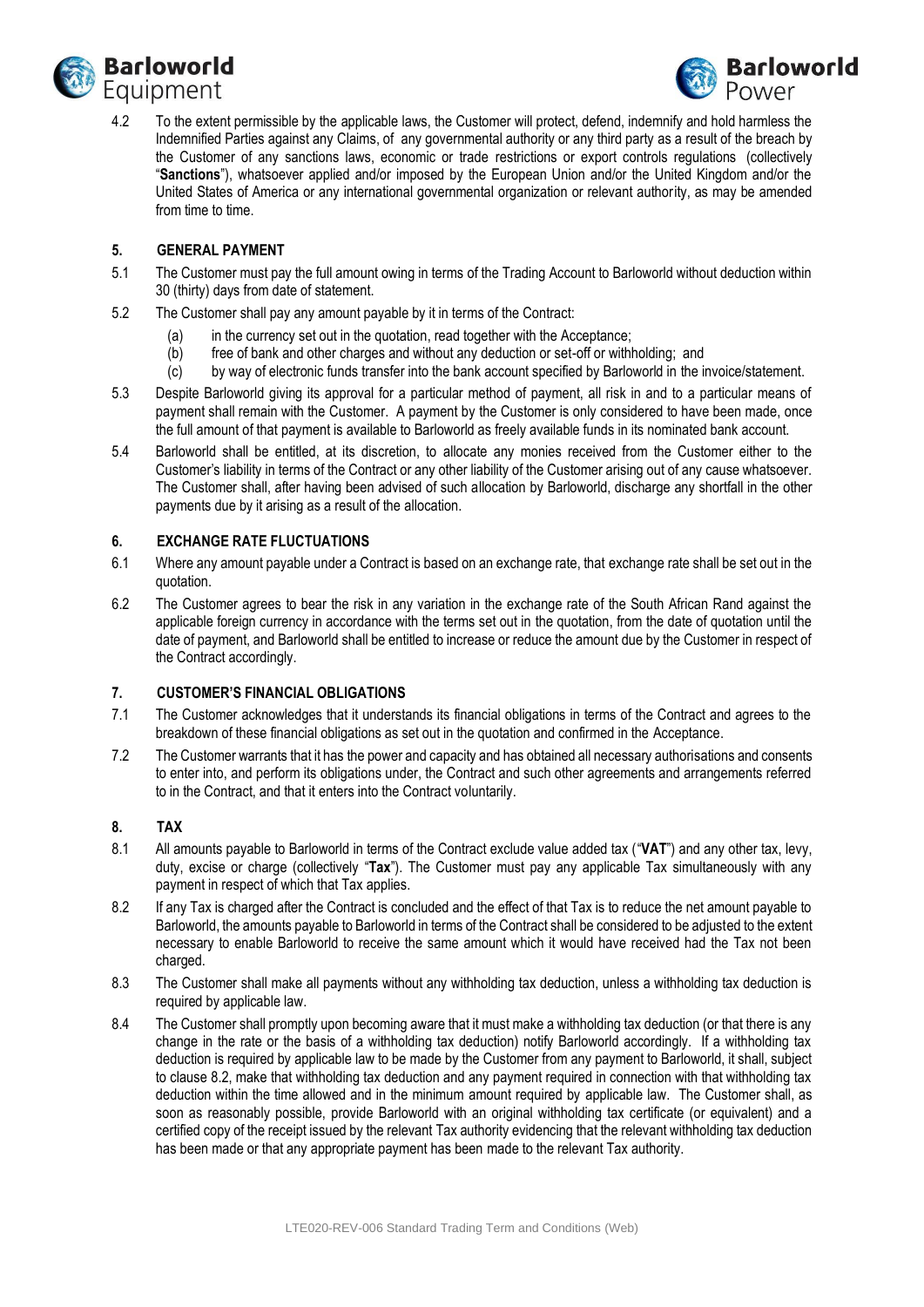4.2 To the extent permissible by the applicable laws, the Customer will protect, defend, indemnify and hold harmless the Indemnified Parties against any Claims, of any governmental authority or any third party as a result of the breach by the Customer of any sanctions laws, economic or trade restrictions or export controls regulations (collectively "**Sanctions**"), whatsoever applied and/or imposed by the European Union and/or the United Kingdom and/or the United States of America or any international governmental organization or relevant authority, as may be amended from time to time.

## 5. GENERAL PAYMENT

5.1 The Customer must pay the full amount owing in terms of the Trading Account to Barloworld without deduction within 30 (thirty) days from date of statement.

5.2 The Customer shall pay any amount payable by it in terms of the Contract:

(a) in the currency set out in the quotation, read together with the Acceptance;

(b) free of bank and other charges and without any deduction or set-off or withholding; and

(c) by way of electronic funds transfer into the bank account specified by Barloworld in the invoice/statement.

5.3 Despite Barloworld giving its approval for a particular method of payment, all risk in and to a particular means of payment shall remain with the Customer. A payment by the Customer is only considered to have been made, once the full amount of that payment is available to Barloworld as freely available funds in its nominated bank account.

5.4 Barloworld shall be entitled, at its discretion, to allocate any monies received from the Customer either to the Customer's liability in terms of the Contract or any other liability of the Customer arising out of any cause whatsoever. The Customer shall, after having been advised of such allocation by Barloworld, discharge any shortfall in the other payments due by it arising as a result of the allocation.

## 6. EXCHANGE RATE FLUCTUATIONS

6.1 Where any amount payable under a Contract is based on an exchange rate, that exchange rate shall be set out in the quotation.

6.2 The Customer agrees to bear the risk in any variation in the exchange rate of the South African Rand against the applicable foreign currency in accordance with the terms set out in the quotation, from the date of quotation until the date of payment, and Barloworld shall be entitled to increase or reduce the amount due by the Customer in respect of the Contract accordingly.

## 7. CUSTOMER'S FINANCIAL OBLIGATIONS

7.1 The Customer acknowledges that it understands its financial obligations in terms of the Contract and agrees to the breakdown of these financial obligations as set out in the quotation and confirmed in the Acceptance.

7.2 The Customer warrants that it has the power and capacity and has obtained all necessary authorisations and consents to enter into, and perform its obligations under, the Contract and such other agreements and arrangements referred to in the Contract, and that it enters into the Contract voluntarily.

## 8. TAX

8.1 All amounts payable to Barloworld in terms of the Contract exclude value added tax ("**VAT**") and any other tax, levy, duty, excise or charge (collectively "**Tax**"). The Customer must pay any applicable Tax simultaneously with any payment in respect of which that Tax applies.

8.2 If any Tax is charged after the Contract is concluded and the effect of that Tax is to reduce the net amount payable to Barloworld, the amounts payable to Barloworld in terms of the Contract shall be considered to be adjusted to the extent necessary to enable Barloworld to receive the same amount which it would have received had the Tax not been charged.

8.3 The Customer shall make all payments without any withholding tax deduction, unless a withholding tax deduction is required by applicable law.

8.4 The Customer shall promptly upon becoming aware that it must make a withholding tax deduction (or that there is any change in the rate or the basis of a withholding tax deduction) notify Barloworld accordingly. If a withholding tax deduction is required by applicable law to be made by the Customer from any payment to Barloworld, it shall, subject to clause 8.2, make that withholding tax deduction and any payment required in connection with that withholding tax deduction within the time allowed and in the minimum amount required by applicable law. The Customer shall, as soon as reasonably possible, provide Barloworld with an original withholding tax certificate (or equivalent) and a certified copy of the receipt issued by the relevant Tax authority evidencing that the relevant withholding tax deduction has been made or that any appropriate payment has been made to the relevant Tax authority.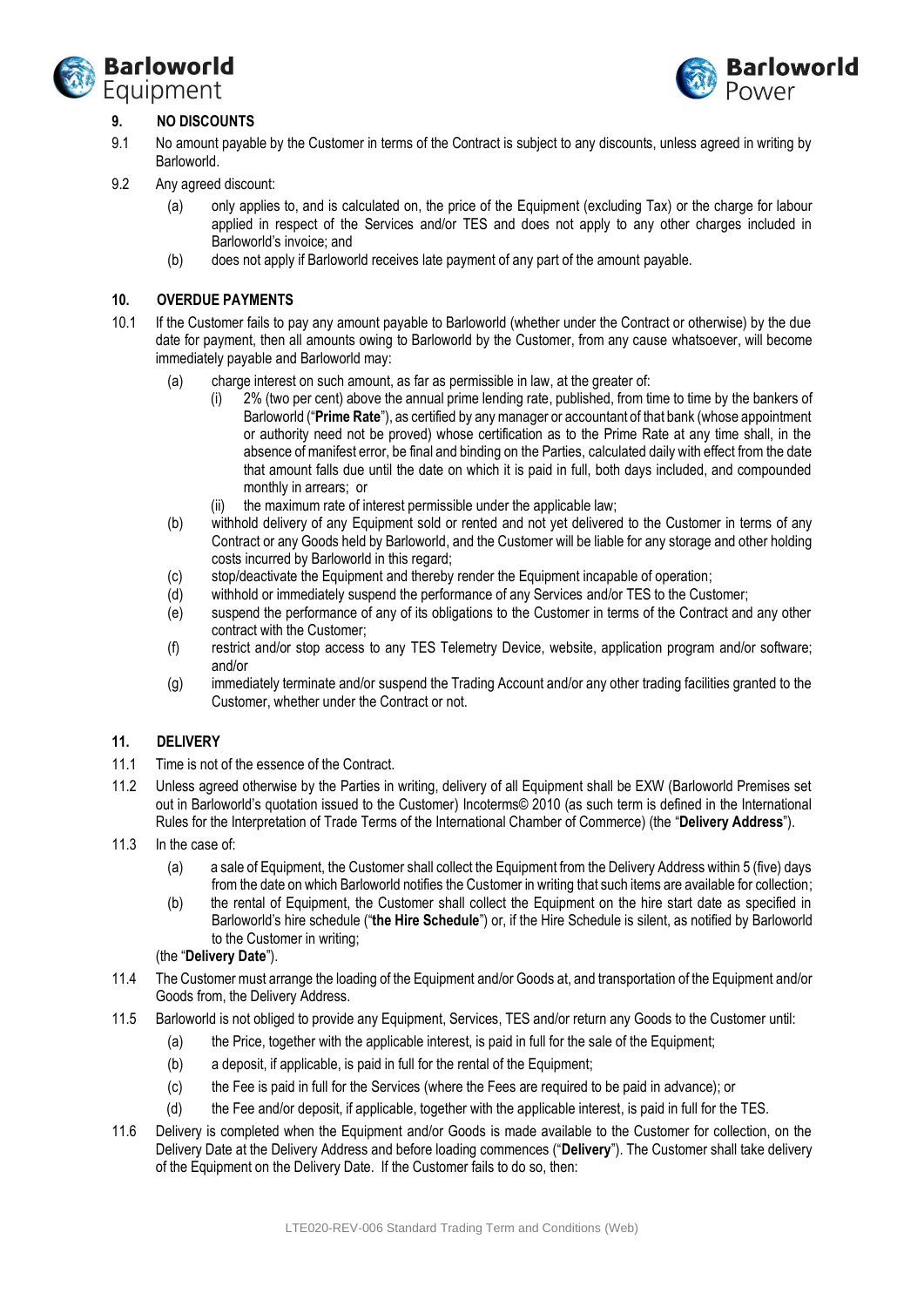## 9. NO DISCOUNTS

9.1 No amount payable by the Customer in terms of the Contract is subject to any discounts, unless agreed in writing by Barloworld.

9.2 Any agreed discount:

- (a) only applies to, and is calculated on, the price of the Equipment (excluding Tax) or the charge for labour applied in respect of the Services and/or TES and does not apply to any other charges included in Barloworld's invoice; and
- (b) does not apply if Barloworld receives late payment of any part of the amount payable.

## 10. OVERDUE PAYMENTS

10.1 If the Customer fails to pay any amount payable to Barloworld (whether under the Contract or otherwise) by the due date for payment, then all amounts owing to Barloworld by the Customer, from any cause whatsoever, will become immediately payable and Barloworld may:

- (a) charge interest on such amount, as far as permissible in law, at the greater of:
  - (i) 2% (two per cent) above the annual prime lending rate, published, from time to time by the bankers of Barloworld ("**Prime Rate**"), as certified by any manager or accountant of that bank (whose appointment or authority need not be proved) whose certification as to the Prime Rate at any time shall, in the absence of manifest error, be final and binding on the Parties, calculated daily with effect from the date that amount falls due until the date on which it is paid in full, both days included, and compounded monthly in arrears; or
  - (ii) the maximum rate of interest permissible under the applicable law;
- (b) withhold delivery of any Equipment sold or rented and not yet delivered to the Customer in terms of any Contract or any Goods held by Barloworld, and the Customer will be liable for any storage and other holding costs incurred by Barloworld in this regard;
- (c) stop/deactivate the Equipment and thereby render the Equipment incapable of operation;
- (d) withhold or immediately suspend the performance of any Services and/or TES to the Customer;
- (e) suspend the performance of any of its obligations to the Customer in terms of the Contract and any other contract with the Customer;
- (f) restrict and/or stop access to any TES Telemetry Device, website, application program and/or software; and/or
- (g) immediately terminate and/or suspend the Trading Account and/or any other trading facilities granted to the Customer, whether under the Contract or not.

## 11. DELIVERY

11.1 Time is not of the essence of the Contract.

11.2 Unless agreed otherwise by the Parties in writing, delivery of all Equipment shall be EXW (Barloworld Premises set out in Barloworld's quotation issued to the Customer) Incoterms© 2010 (as such term is defined in the International Rules for the Interpretation of Trade Terms of the International Chamber of Commerce) (the "**Delivery Address**").

11.3 In the case of:

- (a) a sale of Equipment, the Customer shall collect the Equipment from the Delivery Address within 5 (five) days from the date on which Barloworld notifies the Customer in writing that such items are available for collection;
- (b) the rental of Equipment, the Customer shall collect the Equipment on the hire start date as specified in Barloworld's hire schedule ("**the Hire Schedule**") or, if the Hire Schedule is silent, as notified by Barloworld to the Customer in writing;

(the "**Delivery Date**").

11.4 The Customer must arrange the loading of the Equipment and/or Goods at, and transportation of the Equipment and/or Goods from, the Delivery Address.

11.5 Barloworld is not obliged to provide any Equipment, Services, TES and/or return any Goods to the Customer until:

- (a) the Price, together with the applicable interest, is paid in full for the sale of the Equipment;
- (b) a deposit, if applicable, is paid in full for the rental of the Equipment;
- (c) the Fee is paid in full for the Services (where the Fees are required to be paid in advance); or
- (d) the Fee and/or deposit, if applicable, together with the applicable interest, is paid in full for the TES.

11.6 Delivery is completed when the Equipment and/or Goods is made available to the Customer for collection, on the Delivery Date at the Delivery Address and before loading commences ("**Delivery**"). The Customer shall take delivery of the Equipment on the Delivery Date. If the Customer fails to do so, then: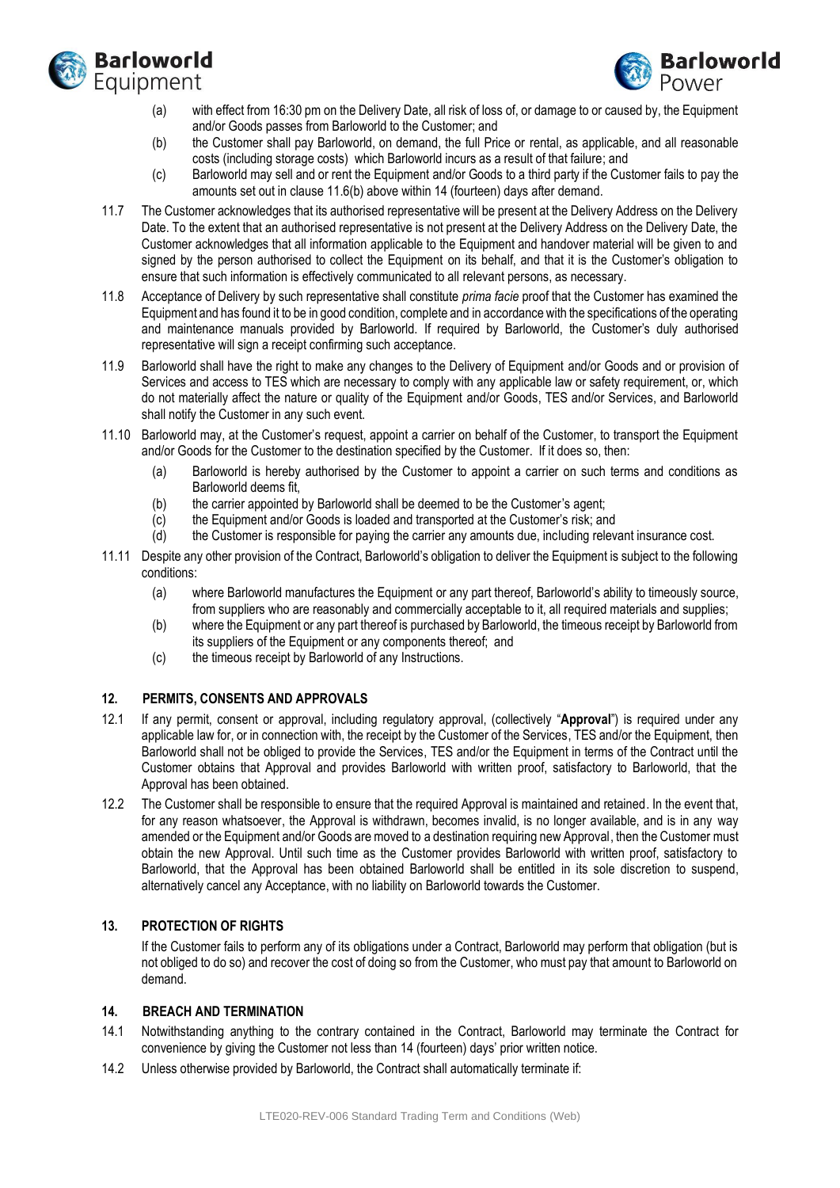(a) with effect from 16:30 pm on the Delivery Date, all risk of loss of, or damage to or caused by, the Equipment and/or Goods passes from Barloworld to the Customer; and

(b) the Customer shall pay Barloworld, on demand, the full Price or rental, as applicable, and all reasonable costs (including storage costs) which Barloworld incurs as a result of that failure; and

(c) Barloworld may sell and or rent the Equipment and/or Goods to a third party if the Customer fails to pay the amounts set out in clause 11.6(b) above within 14 (fourteen) days after demand.

11.7 The Customer acknowledges that its authorised representative will be present at the Delivery Address on the Delivery Date. To the extent that an authorised representative is not present at the Delivery Address on the Delivery Date, the Customer acknowledges that all information applicable to the Equipment and handover material will be given to and signed by the person authorised to collect the Equipment on its behalf, and that it is the Customer's obligation to ensure that such information is effectively communicated to all relevant persons, as necessary.

11.8 Acceptance of Delivery by such representative shall constitute *prima facie* proof that the Customer has examined the Equipment and has found it to be in good condition, complete and in accordance with the specifications of the operating and maintenance manuals provided by Barloworld. If required by Barloworld, the Customer's duly authorised representative will sign a receipt confirming such acceptance.

11.9 Barloworld shall have the right to make any changes to the Delivery of Equipment and/or Goods and or provision of Services and access to TES which are necessary to comply with any applicable law or safety requirement, or, which do not materially affect the nature or quality of the Equipment and/or Goods, TES and/or Services, and Barloworld shall notify the Customer in any such event.

11.10 Barloworld may, at the Customer's request, appoint a carrier on behalf of the Customer, to transport the Equipment and/or Goods for the Customer to the destination specified by the Customer. If it does so, then:

(a) Barloworld is hereby authorised by the Customer to appoint a carrier on such terms and conditions as Barloworld deems fit,

(b) the carrier appointed by Barloworld shall be deemed to be the Customer's agent;

(c) the Equipment and/or Goods is loaded and transported at the Customer's risk; and

(d) the Customer is responsible for paying the carrier any amounts due, including relevant insurance cost.

11.11 Despite any other provision of the Contract, Barloworld's obligation to deliver the Equipment is subject to the following conditions:

(a) where Barloworld manufactures the Equipment or any part thereof, Barloworld's ability to timeously source, from suppliers who are reasonably and commercially acceptable to it, all required materials and supplies;

(b) where the Equipment or any part thereof is purchased by Barloworld, the timeous receipt by Barloworld from its suppliers of the Equipment or any components thereof; and

(c) the timeous receipt by Barloworld of any Instructions.

## 12. PERMITS, CONSENTS AND APPROVALS

12.1 If any permit, consent or approval, including regulatory approval, (collectively "**Approval**") is required under any applicable law for, or in connection with, the receipt by the Customer of the Services, TES and/or the Equipment, then Barloworld shall not be obliged to provide the Services, TES and/or the Equipment in terms of the Contract until the Customer obtains that Approval and provides Barloworld with written proof, satisfactory to Barloworld, that the Approval has been obtained.

12.2 The Customer shall be responsible to ensure that the required Approval is maintained and retained. In the event that, for any reason whatsoever, the Approval is withdrawn, becomes invalid, is no longer available, and is in any way amended or the Equipment and/or Goods are moved to a destination requiring new Approval, then the Customer must obtain the new Approval. Until such time as the Customer provides Barloworld with written proof, satisfactory to Barloworld, that the Approval has been obtained Barloworld shall be entitled in its sole discretion to suspend, alternatively cancel any Acceptance, with no liability on Barloworld towards the Customer.

## 13. PROTECTION OF RIGHTS

If the Customer fails to perform any of its obligations under a Contract, Barloworld may perform that obligation (but is not obliged to do so) and recover the cost of doing so from the Customer, who must pay that amount to Barloworld on demand.

## 14. BREACH AND TERMINATION

14.1 Notwithstanding anything to the contrary contained in the Contract, Barloworld may terminate the Contract for convenience by giving the Customer not less than 14 (fourteen) days' prior written notice.

14.2 Unless otherwise provided by Barloworld, the Contract shall automatically terminate if: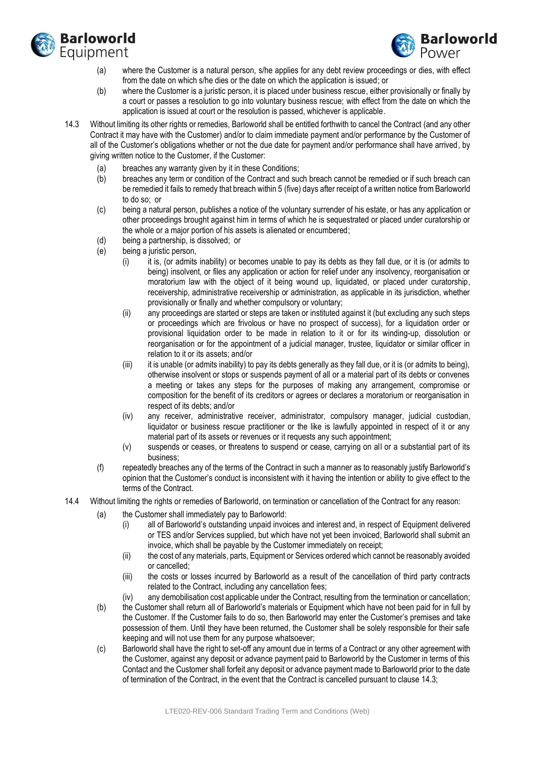(a) where the Customer is a natural person, s/he applies for any debt review proceedings or dies, with effect from the date on which s/he dies or the date on which the application is issued; or

(b) where the Customer is a juristic person, it is placed under business rescue, either provisionally or finally by a court or passes a resolution to go into voluntary business rescue; with effect from the date on which the application is issued at court or the resolution is passed, whichever is applicable.

14.3 Without limiting its other rights or remedies, Barloworld shall be entitled forthwith to cancel the Contract (and any other Contract it may have with the Customer) and/or to claim immediate payment and/or performance by the Customer of all of the Customer's obligations whether or not the due date for payment and/or performance shall have arrived, by giving written notice to the Customer, if the Customer:

(a) breaches any warranty given by it in these Conditions;

(b) breaches any term or condition of the Contract and such breach cannot be remedied or if such breach can be remedied it fails to remedy that breach within 5 (five) days after receipt of a written notice from Barloworld to do so; or

(c) being a natural person, publishes a notice of the voluntary surrender of his estate, or has any application or other proceedings brought against him in terms of which he is sequestrated or placed under curatorship or the whole or a major portion of his assets is alienated or encumbered;

(d) being a partnership, is dissolved; or

(e) being a juristic person,

(i) it is, (or admits inability) or becomes unable to pay its debts as they fall due, or it is (or admits to being) insolvent, or files any application or action for relief under any insolvency, reorganisation or moratorium law with the object of it being wound up, liquidated, or placed under curatorship, receivership, administrative receivership or administration, as applicable in its jurisdiction, whether provisionally or finally and whether compulsory or voluntary;

(ii) any proceedings are started or steps are taken or instituted against it (but excluding any such steps or proceedings which are frivolous or have no prospect of success), for a liquidation order or provisional liquidation order to be made in relation to it or for its winding-up, dissolution or reorganisation or for the appointment of a judicial manager, trustee, liquidator or similar officer in relation to it or its assets; and/or

(iii) it is unable (or admits inability) to pay its debts generally as they fall due, or it is (or admits to being), otherwise insolvent or stops or suspends payment of all or a material part of its debts or convenes a meeting or takes any steps for the purposes of making any arrangement, compromise or composition for the benefit of its creditors or agrees or declares a moratorium or reorganisation in respect of its debts; and/or

(iv) any receiver, administrative receiver, administrator, compulsory manager, judicial custodian, liquidator or business rescue practitioner or the like is lawfully appointed in respect of it or any material part of its assets or revenues or it requests any such appointment;

(v) suspends or ceases, or threatens to suspend or cease, carrying on all or a substantial part of its business;

(f) repeatedly breaches any of the terms of the Contract in such a manner as to reasonably justify Barloworld's opinion that the Customer's conduct is inconsistent with it having the intention or ability to give effect to the terms of the Contract.

14.4 Without limiting the rights or remedies of Barloworld, on termination or cancellation of the Contract for any reason:

(a) the Customer shall immediately pay to Barloworld:

(i) all of Barloworld's outstanding unpaid invoices and interest and, in respect of Equipment delivered or TES and/or Services supplied, but which have not yet been invoiced, Barloworld shall submit an invoice, which shall be payable by the Customer immediately on receipt;

(ii) the cost of any materials, parts, Equipment or Services ordered which cannot be reasonably avoided or cancelled;

(iii) the costs or losses incurred by Barloworld as a result of the cancellation of third party contracts related to the Contract, including any cancellation fees;

(iv) any demobilisation cost applicable under the Contract, resulting from the termination or cancellation;

(b) the Customer shall return all of Barloworld's materials or Equipment which have not been paid for in full by the Customer. If the Customer fails to do so, then Barloworld may enter the Customer's premises and take possession of them. Until they have been returned, the Customer shall be solely responsible for their safe keeping and will not use them for any purpose whatsoever;

(c) Barloworld shall have the right to set-off any amount due in terms of a Contract or any other agreement with the Customer, against any deposit or advance payment paid to Barloworld by the Customer in terms of this Contact and the Customer shall forfeit any deposit or advance payment made to Barloworld prior to the date of termination of the Contract, in the event that the Contract is cancelled pursuant to clause 14.3;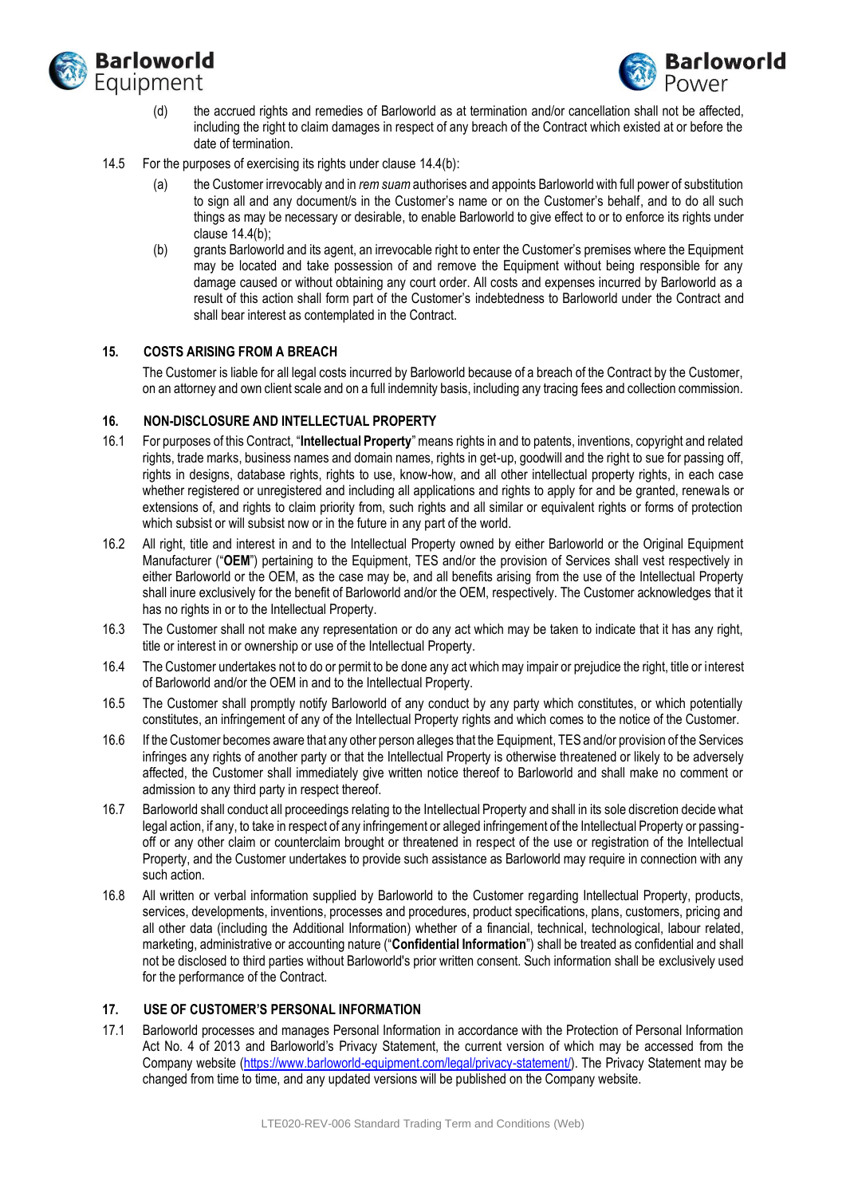(d) the accrued rights and remedies of Barloworld as at termination and/or cancellation shall not be affected, including the right to claim damages in respect of any breach of the Contract which existed at or before the date of termination.

14.5 For the purposes of exercising its rights under clause 14.4(b):

(a) the Customer irrevocably and in *rem suam* authorises and appoints Barloworld with full power of substitution to sign all and any document/s in the Customer's name or on the Customer's behalf, and to do all such things as may be necessary or desirable, to enable Barloworld to give effect to or to enforce its rights under clause 14.4(b);

(b) grants Barloworld and its agent, an irrevocable right to enter the Customer's premises where the Equipment may be located and take possession of and remove the Equipment without being responsible for any damage caused or without obtaining any court order. All costs and expenses incurred by Barloworld as a result of this action shall form part of the Customer's indebtedness to Barloworld under the Contract and shall bear interest as contemplated in the Contract.

## 15. COSTS ARISING FROM A BREACH

The Customer is liable for all legal costs incurred by Barloworld because of a breach of the Contract by the Customer, on an attorney and own client scale and on a full indemnity basis, including any tracing fees and collection commission.

## 16. NON-DISCLOSURE AND INTELLECTUAL PROPERTY

16.1 For purposes of this Contract, "**Intellectual Property**" means rights in and to patents, inventions, copyright and related rights, trade marks, business names and domain names, rights in get-up, goodwill and the right to sue for passing off, rights in designs, database rights, rights to use, know-how, and all other intellectual property rights, in each case whether registered or unregistered and including all applications and rights to apply for and be granted, renewals or extensions of, and rights to claim priority from, such rights and all similar or equivalent rights or forms of protection which subsist or will subsist now or in the future in any part of the world.

16.2 All right, title and interest in and to the Intellectual Property owned by either Barloworld or the Original Equipment Manufacturer ("**OEM**") pertaining to the Equipment, TES and/or the provision of Services shall vest respectively in either Barloworld or the OEM, as the case may be, and all benefits arising from the use of the Intellectual Property shall inure exclusively for the benefit of Barloworld and/or the OEM, respectively. The Customer acknowledges that it has no rights in or to the Intellectual Property.

16.3 The Customer shall not make any representation or do any act which may be taken to indicate that it has any right, title or interest in or ownership or use of the Intellectual Property.

16.4 The Customer undertakes not to do or permit to be done any act which may impair or prejudice the right, title or interest of Barloworld and/or the OEM in and to the Intellectual Property.

16.5 The Customer shall promptly notify Barloworld of any conduct by any party which constitutes, or which potentially constitutes, an infringement of any of the Intellectual Property rights and which comes to the notice of the Customer.

16.6 If the Customer becomes aware that any other person alleges that the Equipment, TES and/or provision of the Services infringes any rights of another party or that the Intellectual Property is otherwise threatened or likely to be adversely affected, the Customer shall immediately give written notice thereof to Barloworld and shall make no comment or admission to any third party in respect thereof.

16.7 Barloworld shall conduct all proceedings relating to the Intellectual Property and shall in its sole discretion decide what legal action, if any, to take in respect of any infringement or alleged infringement of the Intellectual Property or passing-off or any other claim or counterclaim brought or threatened in respect of the use or registration of the Intellectual Property, and the Customer undertakes to provide such assistance as Barloworld may require in connection with any such action.

16.8 All written or verbal information supplied by Barloworld to the Customer regarding Intellectual Property, products, services, developments, inventions, processes and procedures, product specifications, plans, customers, pricing and all other data (including the Additional Information) whether of a financial, technical, technological, labour related, marketing, administrative or accounting nature ("**Confidential Information**") shall be treated as confidential and shall not be disclosed to third parties without Barloworld's prior written consent. Such information shall be exclusively used for the performance of the Contract.

## 17. USE OF CUSTOMER'S PERSONAL INFORMATION

17.1 Barloworld processes and manages Personal Information in accordance with the Protection of Personal Information Act No. 4 of 2013 and Barloworld's Privacy Statement, the current version of which may be accessed from the Company website (https://www.barloworld-equipment.com/legal/privacy-statement/). The Privacy Statement may be changed from time to time, and any updated versions will be published on the Company website.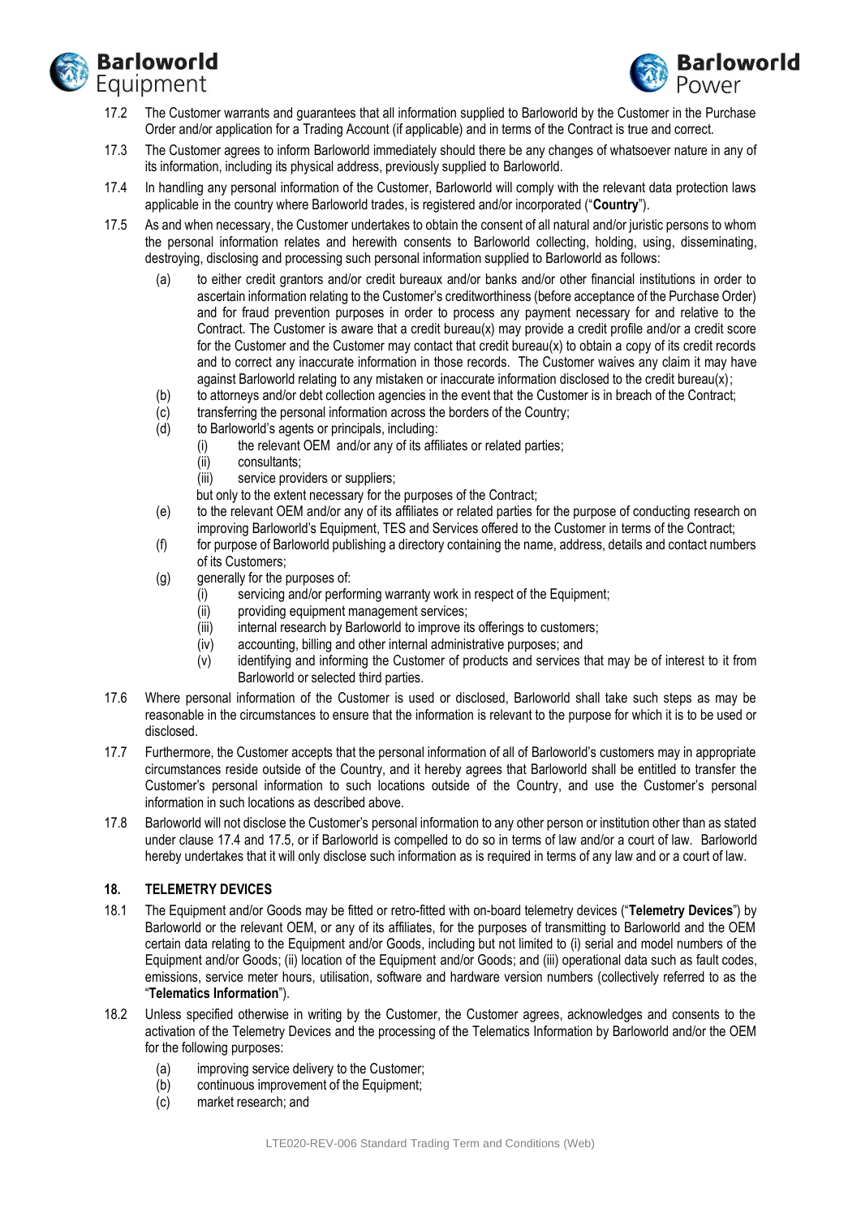17.2 The Customer warrants and guarantees that all information supplied to Barloworld by the Customer in the Purchase Order and/or application for a Trading Account (if applicable) and in terms of the Contract is true and correct.

17.3 The Customer agrees to inform Barloworld immediately should there be any changes of whatsoever nature in any of its information, including its physical address, previously supplied to Barloworld.

17.4 In handling any personal information of the Customer, Barloworld will comply with the relevant data protection laws applicable in the country where Barloworld trades, is registered and/or incorporated ("**Country**").

17.5 As and when necessary, the Customer undertakes to obtain the consent of all natural and/or juristic persons to whom the personal information relates and herewith consents to Barloworld collecting, holding, using, disseminating, destroying, disclosing and processing such personal information supplied to Barloworld as follows:

- (a) to either credit grantors and/or credit bureaux and/or banks and/or other financial institutions in order to ascertain information relating to the Customer's creditworthiness (before acceptance of the Purchase Order) and for fraud prevention purposes in order to process any payment necessary for and relative to the Contract. The Customer is aware that a credit bureau(x) may provide a credit profile and/or a credit score for the Customer and the Customer may contact that credit bureau(x) to obtain a copy of its credit records and to correct any inaccurate information in those records. The Customer waives any claim it may have against Barloworld relating to any mistaken or inaccurate information disclosed to the credit bureau(x);
- (b) to attorneys and/or debt collection agencies in the event that the Customer is in breach of the Contract;
- (c) transferring the personal information across the borders of the Country;
- (d) to Barloworld's agents or principals, including:
  - (i) the relevant OEM and/or any of its affiliates or related parties;
  - (ii) consultants;
  - (iii) service providers or suppliers;

  but only to the extent necessary for the purposes of the Contract;
- (e) to the relevant OEM and/or any of its affiliates or related parties for the purpose of conducting research on improving Barloworld's Equipment, TES and Services offered to the Customer in terms of the Contract;
- (f) for purpose of Barloworld publishing a directory containing the name, address, details and contact numbers of its Customers;
- (g) generally for the purposes of:
  - (i) servicing and/or performing warranty work in respect of the Equipment;
  - (ii) providing equipment management services;
  - (iii) internal research by Barloworld to improve its offerings to customers;
  - (iv) accounting, billing and other internal administrative purposes; and
  - (v) identifying and informing the Customer of products and services that may be of interest to it from Barloworld or selected third parties.

17.6 Where personal information of the Customer is used or disclosed, Barloworld shall take such steps as may be reasonable in the circumstances to ensure that the information is relevant to the purpose for which it is to be used or disclosed.

17.7 Furthermore, the Customer accepts that the personal information of all of Barloworld's customers may in appropriate circumstances reside outside of the Country, and it hereby agrees that Barloworld shall be entitled to transfer the Customer's personal information to such locations outside of the Country, and use the Customer's personal information in such locations as described above.

17.8 Barloworld will not disclose the Customer's personal information to any other person or institution other than as stated under clause 17.4 and 17.5, or if Barloworld is compelled to do so in terms of law and/or a court of law. Barloworld hereby undertakes that it will only disclose such information as is required in terms of any law and or a court of law.

## 18. TELEMETRY DEVICES

18.1 The Equipment and/or Goods may be fitted or retro-fitted with on-board telemetry devices ("**Telemetry Devices**") by Barloworld or the relevant OEM, or any of its affiliates, for the purposes of transmitting to Barloworld and the OEM certain data relating to the Equipment and/or Goods, including but not limited to (i) serial and model numbers of the Equipment and/or Goods; (ii) location of the Equipment and/or Goods; and (iii) operational data such as fault codes, emissions, service meter hours, utilisation, software and hardware version numbers (collectively referred to as the "**Telematics Information**").

18.2 Unless specified otherwise in writing by the Customer, the Customer agrees, acknowledges and consents to the activation of the Telemetry Devices and the processing of the Telematics Information by Barloworld and/or the OEM for the following purposes:

- (a) improving service delivery to the Customer;
- (b) continuous improvement of the Equipment;
- (c) market research; and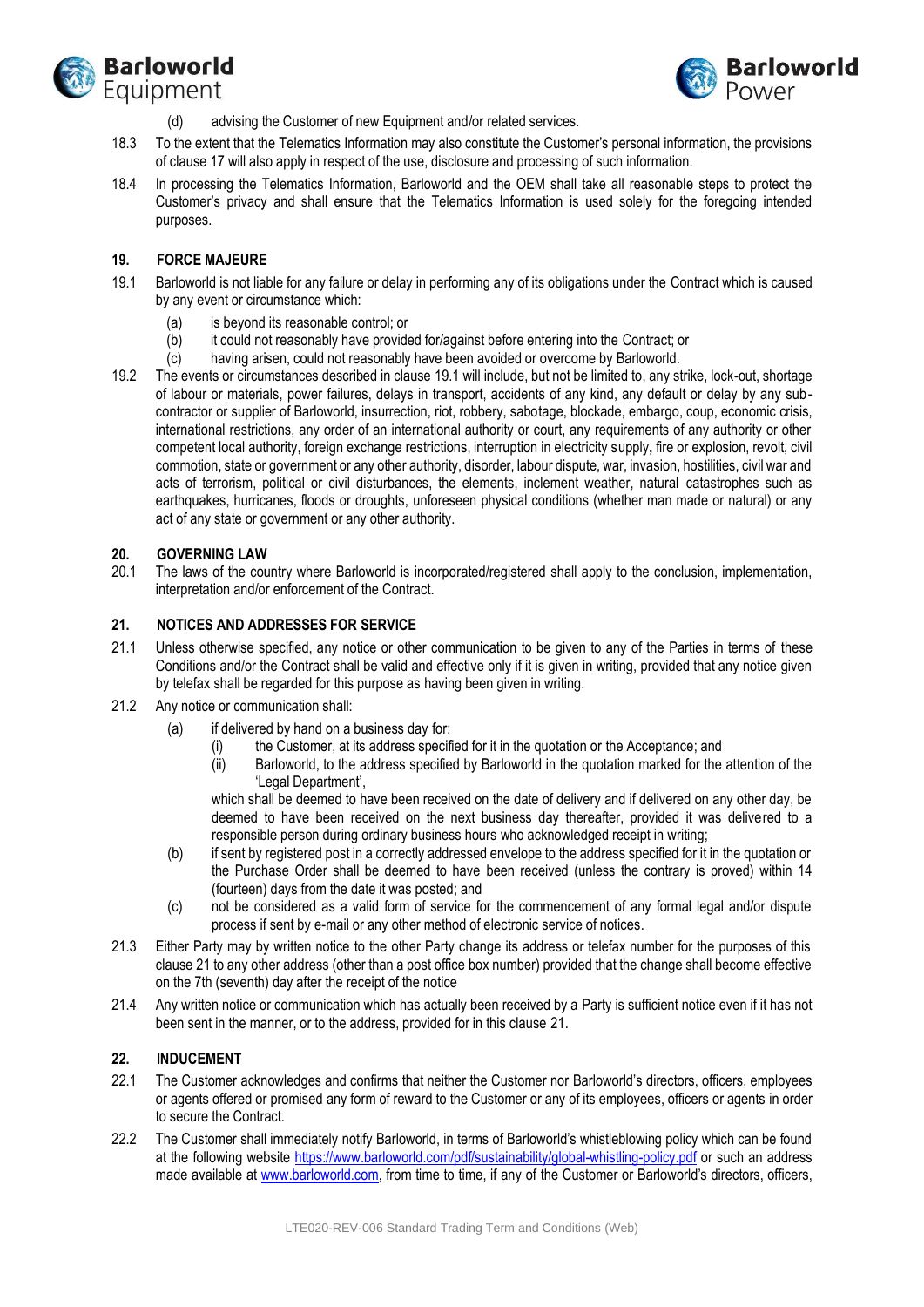(d) advising the Customer of new Equipment and/or related services.

18.3 To the extent that the Telematics Information may also constitute the Customer's personal information, the provisions of clause 17 will also apply in respect of the use, disclosure and processing of such information.

18.4 In processing the Telematics Information, Barloworld and the OEM shall take all reasonable steps to protect the Customer's privacy and shall ensure that the Telematics Information is used solely for the foregoing intended purposes.

## 19. FORCE MAJEURE

19.1 Barloworld is not liable for any failure or delay in performing any of its obligations under the Contract which is caused by any event or circumstance which:

(a) is beyond its reasonable control; or
(b) it could not reasonably have provided for/against before entering into the Contract; or
(c) having arisen, could not reasonably have been avoided or overcome by Barloworld.

19.2 The events or circumstances described in clause 19.1 will include, but not be limited to, any strike, lock-out, shortage of labour or materials, power failures, delays in transport, accidents of any kind, any default or delay by any sub-contractor or supplier of Barloworld, insurrection, riot, robbery, sabotage, blockade, embargo, coup, economic crisis, international restrictions, any order of an international authority or court, any requirements of any authority or other competent local authority, foreign exchange restrictions, interruption in electricity supply, fire or explosion, revolt, civil commotion, state or government or any other authority, disorder, labour dispute, war, invasion, hostilities, civil war and acts of terrorism, political or civil disturbances, the elements, inclement weather, natural catastrophes such as earthquakes, hurricanes, floods or droughts, unforeseen physical conditions (whether man made or natural) or any act of any state or government or any other authority.

## 20. GOVERNING LAW

20.1 The laws of the country where Barloworld is incorporated/registered shall apply to the conclusion, implementation, interpretation and/or enforcement of the Contract.

## 21. NOTICES AND ADDRESSES FOR SERVICE

21.1 Unless otherwise specified, any notice or other communication to be given to any of the Parties in terms of these Conditions and/or the Contract shall be valid and effective only if it is given in writing, provided that any notice given by telefax shall be regarded for this purpose as having been given in writing.

21.2 Any notice or communication shall:

(a) if delivered by hand on a business day for:
   (i) the Customer, at its address specified for it in the quotation or the Acceptance; and
   (ii) Barloworld, to the address specified by Barloworld in the quotation marked for the attention of the 'Legal Department',

   which shall be deemed to have been received on the date of delivery and if delivered on any other day, be deemed to have been received on the next business day thereafter, provided it was delivered to a responsible person during ordinary business hours who acknowledged receipt in writing;

(b) if sent by registered post in a correctly addressed envelope to the address specified for it in the quotation or the Purchase Order shall be deemed to have been received (unless the contrary is proved) within 14 (fourteen) days from the date it was posted; and

(c) not be considered as a valid form of service for the commencement of any formal legal and/or dispute process if sent by e-mail or any other method of electronic service of notices.

21.3 Either Party may by written notice to the other Party change its address or telefax number for the purposes of this clause 21 to any other address (other than a post office box number) provided that the change shall become effective on the 7th (seventh) day after the receipt of the notice

21.4 Any written notice or communication which has actually been received by a Party is sufficient notice even if it has not been sent in the manner, or to the address, provided for in this clause 21.

## 22. INDUCEMENT

22.1 The Customer acknowledges and confirms that neither the Customer nor Barloworld's directors, officers, employees or agents offered or promised any form of reward to the Customer or any of its employees, officers or agents in order to secure the Contract.

22.2 The Customer shall immediately notify Barloworld, in terms of Barloworld's whistleblowing policy which can be found at the following website https://www.barloworld.com/pdf/sustainability/global-whistling-policy.pdf or such an address made available at www.barloworld.com, from time to time, if any of the Customer or Barloworld's directors, officers,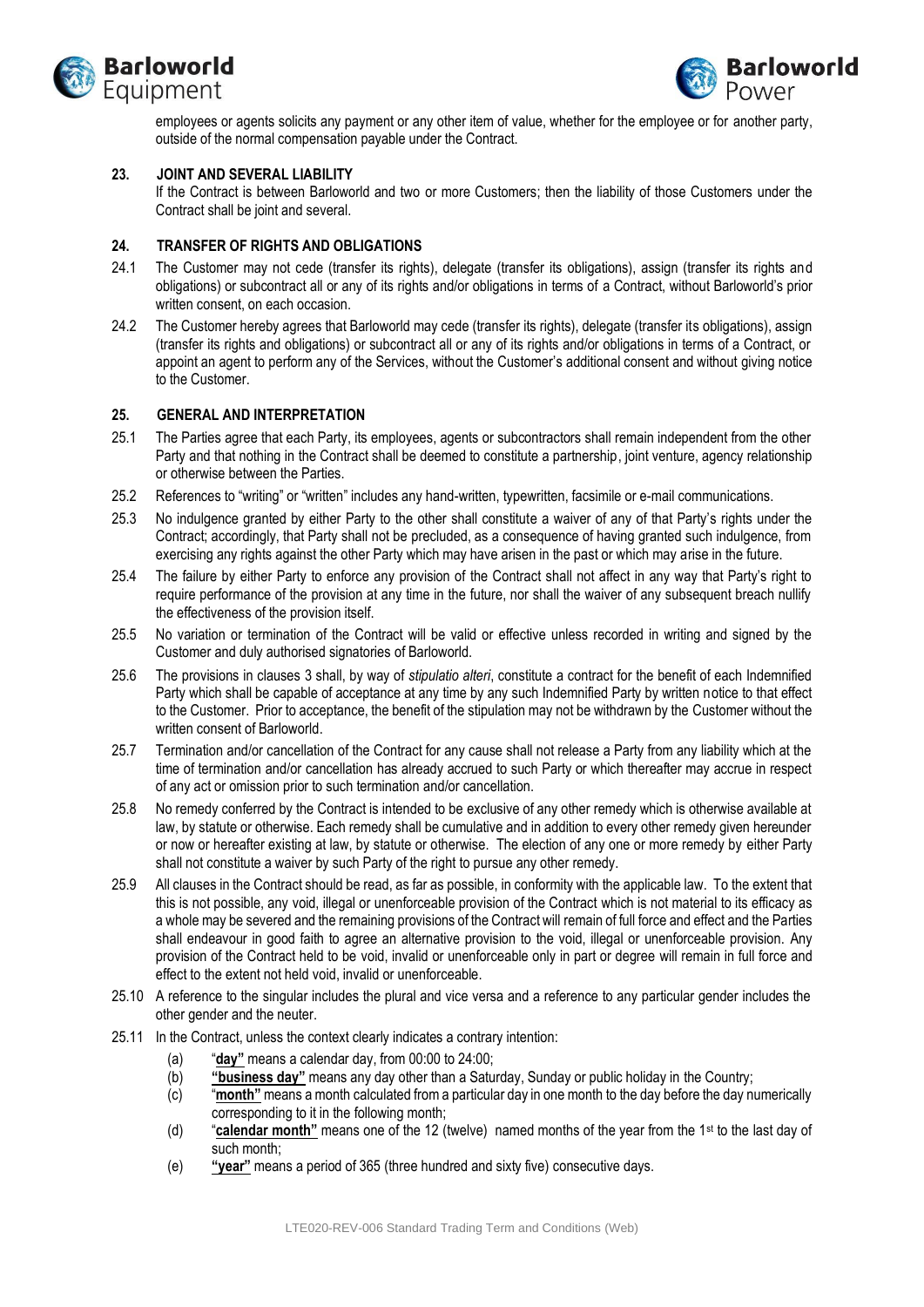employees or agents solicits any payment or any other item of value, whether for the employee or for another party, outside of the normal compensation payable under the Contract.

## 23. JOINT AND SEVERAL LIABILITY

If the Contract is between Barloworld and two or more Customers; then the liability of those Customers under the Contract shall be joint and several.

## 24. TRANSFER OF RIGHTS AND OBLIGATIONS

24.1 The Customer may not cede (transfer its rights), delegate (transfer its obligations), assign (transfer its rights and obligations) or subcontract all or any of its rights and/or obligations in terms of a Contract, without Barloworld's prior written consent, on each occasion.

24.2 The Customer hereby agrees that Barloworld may cede (transfer its rights), delegate (transfer its obligations), assign (transfer its rights and obligations) or subcontract all or any of its rights and/or obligations in terms of a Contract, or appoint an agent to perform any of the Services, without the Customer's additional consent and without giving notice to the Customer.

## 25. GENERAL AND INTERPRETATION

25.1 The Parties agree that each Party, its employees, agents or subcontractors shall remain independent from the other Party and that nothing in the Contract shall be deemed to constitute a partnership, joint venture, agency relationship or otherwise between the Parties.

25.2 References to "writing" or "written" includes any hand-written, typewritten, facsimile or e-mail communications.

25.3 No indulgence granted by either Party to the other shall constitute a waiver of any of that Party's rights under the Contract; accordingly, that Party shall not be precluded, as a consequence of having granted such indulgence, from exercising any rights against the other Party which may have arisen in the past or which may arise in the future.

25.4 The failure by either Party to enforce any provision of the Contract shall not affect in any way that Party's right to require performance of the provision at any time in the future, nor shall the waiver of any subsequent breach nullify the effectiveness of the provision itself.

25.5 No variation or termination of the Contract will be valid or effective unless recorded in writing and signed by the Customer and duly authorised signatories of Barloworld.

25.6 The provisions in clauses 3 shall, by way of *stipulatio alteri*, constitute a contract for the benefit of each Indemnified Party which shall be capable of acceptance at any time by any such Indemnified Party by written notice to that effect to the Customer. Prior to acceptance, the benefit of the stipulation may not be withdrawn by the Customer without the written consent of Barloworld.

25.7 Termination and/or cancellation of the Contract for any cause shall not release a Party from any liability which at the time of termination and/or cancellation has already accrued to such Party or which thereafter may accrue in respect of any act or omission prior to such termination and/or cancellation.

25.8 No remedy conferred by the Contract is intended to be exclusive of any other remedy which is otherwise available at law, by statute or otherwise. Each remedy shall be cumulative and in addition to every other remedy given hereunder or now or hereafter existing at law, by statute or otherwise. The election of any one or more remedy by either Party shall not constitute a waiver by such Party of the right to pursue any other remedy.

25.9 All clauses in the Contract should be read, as far as possible, in conformity with the applicable law. To the extent that this is not possible, any void, illegal or unenforceable provision of the Contract which is not material to its efficacy as a whole may be severed and the remaining provisions of the Contract will remain of full force and effect and the Parties shall endeavour in good faith to agree an alternative provision to the void, illegal or unenforceable provision. Any provision of the Contract held to be void, invalid or unenforceable only in part or degree will remain in full force and effect to the extent not held void, invalid or unenforceable.

25.10 A reference to the singular includes the plural and vice versa and a reference to any particular gender includes the other gender and the neuter.

25.11 In the Contract, unless the context clearly indicates a contrary intention:

(a) "**day"** means a calendar day, from 00:00 to 24:00;

(b) **"business day"** means any day other than a Saturday, Sunday or public holiday in the Country;

(c) "**month"** means a month calculated from a particular day in one month to the day before the day numerically corresponding to it in the following month;

(d) "**calendar month"** means one of the 12 (twelve) named months of the year from the 1st to the last day of such month;

(e) **"year"** means a period of 365 (three hundred and sixty five) consecutive days.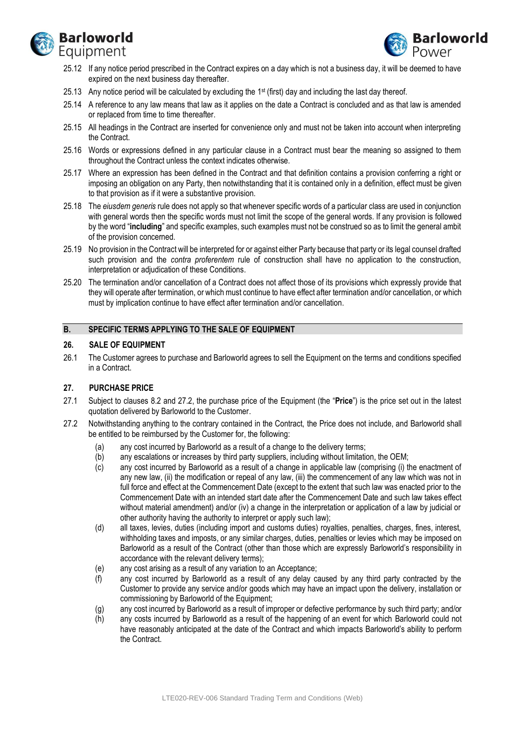25.12 If any notice period prescribed in the Contract expires on a day which is not a business day, it will be deemed to have expired on the next business day thereafter.

25.13 Any notice period will be calculated by excluding the 1st (first) day and including the last day thereof.

25.14 A reference to any law means that law as it applies on the date a Contract is concluded and as that law is amended or replaced from time to time thereafter.

25.15 All headings in the Contract are inserted for convenience only and must not be taken into account when interpreting the Contract.

25.16 Words or expressions defined in any particular clause in a Contract must bear the meaning so assigned to them throughout the Contract unless the context indicates otherwise.

25.17 Where an expression has been defined in the Contract and that definition contains a provision conferring a right or imposing an obligation on any Party, then notwithstanding that it is contained only in a definition, effect must be given to that provision as if it were a substantive provision.

25.18 The *eiusdem generis* rule does not apply so that whenever specific words of a particular class are used in conjunction with general words then the specific words must not limit the scope of the general words. If any provision is followed by the word "**including**" and specific examples, such examples must not be construed so as to limit the general ambit of the provision concerned.

25.19 No provision in the Contract will be interpreted for or against either Party because that party or its legal counsel drafted such provision and the *contra proferentem* rule of construction shall have no application to the construction, interpretation or adjudication of these Conditions.

25.20 The termination and/or cancellation of a Contract does not affect those of its provisions which expressly provide that they will operate after termination, or which must continue to have effect after termination and/or cancellation, or which must by implication continue to have effect after termination and/or cancellation.

## B. SPECIFIC TERMS APPLYING TO THE SALE OF EQUIPMENT

### 26. SALE OF EQUIPMENT

26.1 The Customer agrees to purchase and Barloworld agrees to sell the Equipment on the terms and conditions specified in a Contract.

### 27. PURCHASE PRICE

27.1 Subject to clauses 8.2 and 27.2, the purchase price of the Equipment (the "**Price**") is the price set out in the latest quotation delivered by Barloworld to the Customer.

27.2 Notwithstanding anything to the contrary contained in the Contract, the Price does not include, and Barloworld shall be entitled to be reimbursed by the Customer for, the following:

(a) any cost incurred by Barloworld as a result of a change to the delivery terms;

(b) any escalations or increases by third party suppliers, including without limitation, the OEM;

(c) any cost incurred by Barloworld as a result of a change in applicable law (comprising (i) the enactment of any new law, (ii) the modification or repeal of any law, (iii) the commencement of any law which was not in full force and effect at the Commencement Date (except to the extent that such law was enacted prior to the Commencement Date with an intended start date after the Commencement Date and such law takes effect without material amendment) and/or (iv) a change in the interpretation or application of a law by judicial or other authority having the authority to interpret or apply such law);

(d) all taxes, levies, duties (including import and customs duties) royalties, penalties, charges, fines, interest, withholding taxes and imposts, or any similar charges, duties, penalties or levies which may be imposed on Barloworld as a result of the Contract (other than those which are expressly Barloworld's responsibility in accordance with the relevant delivery terms);

(e) any cost arising as a result of any variation to an Acceptance;

(f) any cost incurred by Barloworld as a result of any delay caused by any third party contracted by the Customer to provide any service and/or goods which may have an impact upon the delivery, installation or commissioning by Barloworld of the Equipment;

(g) any cost incurred by Barloworld as a result of improper or defective performance by such third party; and/or

(h) any costs incurred by Barloworld as a result of the happening of an event for which Barloworld could not have reasonably anticipated at the date of the Contract and which impacts Barloworld's ability to perform the Contract.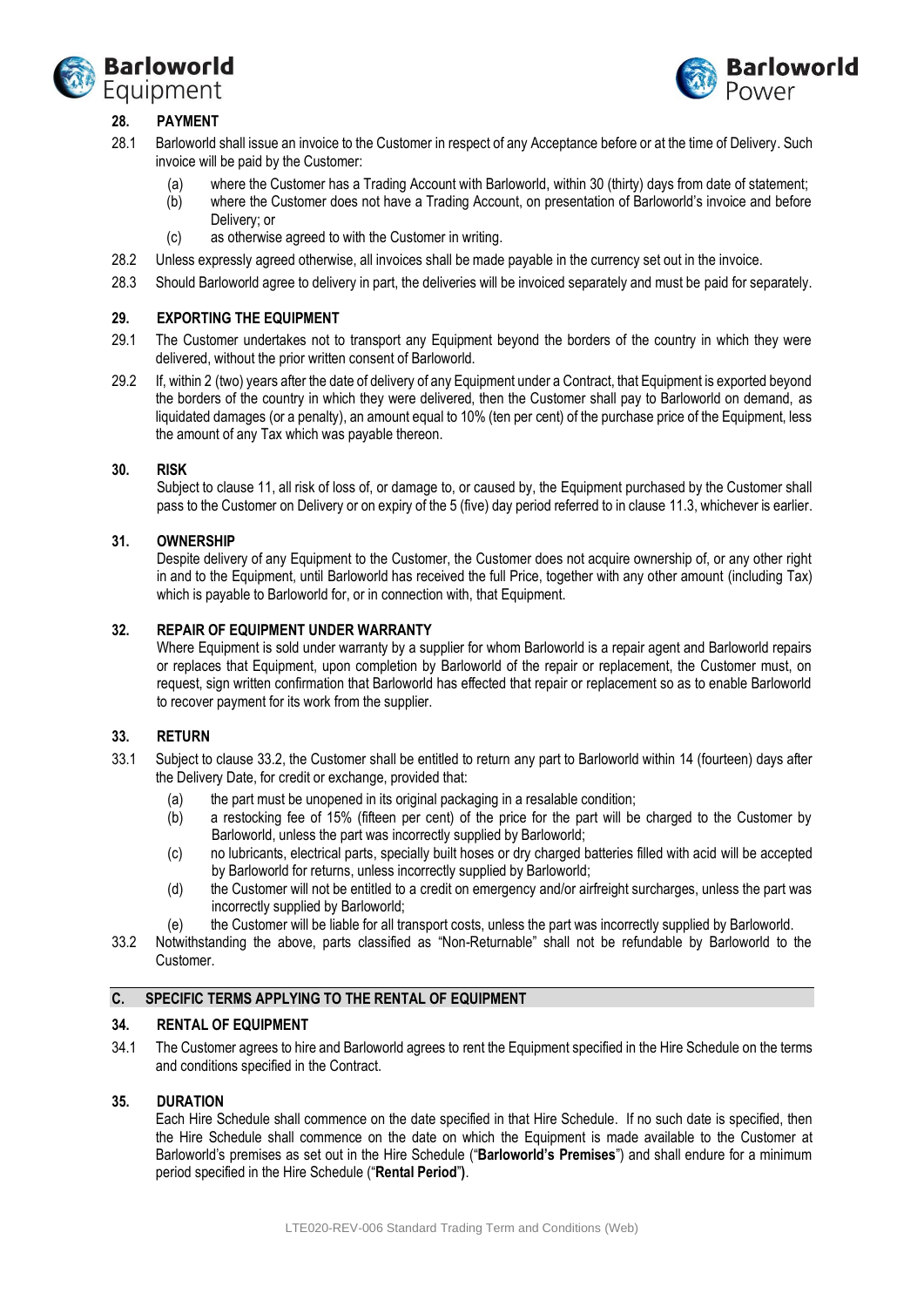## 28. PAYMENT

28.1 Barloworld shall issue an invoice to the Customer in respect of any Acceptance before or at the time of Delivery. Such invoice will be paid by the Customer:

(a) where the Customer has a Trading Account with Barloworld, within 30 (thirty) days from date of statement;

(b) where the Customer does not have a Trading Account, on presentation of Barloworld's invoice and before Delivery; or

(c) as otherwise agreed to with the Customer in writing.

28.2 Unless expressly agreed otherwise, all invoices shall be made payable in the currency set out in the invoice.

28.3 Should Barloworld agree to delivery in part, the deliveries will be invoiced separately and must be paid for separately.

## 29. EXPORTING THE EQUIPMENT

29.1 The Customer undertakes not to transport any Equipment beyond the borders of the country in which they were delivered, without the prior written consent of Barloworld.

29.2 If, within 2 (two) years after the date of delivery of any Equipment under a Contract, that Equipment is exported beyond the borders of the country in which they were delivered, then the Customer shall pay to Barloworld on demand, as liquidated damages (or a penalty), an amount equal to 10% (ten per cent) of the purchase price of the Equipment, less the amount of any Tax which was payable thereon.

## 30. RISK

Subject to clause 11, all risk of loss of, or damage to, or caused by, the Equipment purchased by the Customer shall pass to the Customer on Delivery or on expiry of the 5 (five) day period referred to in clause 11.3, whichever is earlier.

## 31. OWNERSHIP

Despite delivery of any Equipment to the Customer, the Customer does not acquire ownership of, or any other right in and to the Equipment, until Barloworld has received the full Price, together with any other amount (including Tax) which is payable to Barloworld for, or in connection with, that Equipment.

## 32. REPAIR OF EQUIPMENT UNDER WARRANTY

Where Equipment is sold under warranty by a supplier for whom Barloworld is a repair agent and Barloworld repairs or replaces that Equipment, upon completion by Barloworld of the repair or replacement, the Customer must, on request, sign written confirmation that Barloworld has effected that repair or replacement so as to enable Barloworld to recover payment for its work from the supplier.

## 33. RETURN

33.1 Subject to clause 33.2, the Customer shall be entitled to return any part to Barloworld within 14 (fourteen) days after the Delivery Date, for credit or exchange, provided that:

(a) the part must be unopened in its original packaging in a resalable condition;

(b) a restocking fee of 15% (fifteen per cent) of the price for the part will be charged to the Customer by Barloworld, unless the part was incorrectly supplied by Barloworld;

(c) no lubricants, electrical parts, specially built hoses or dry charged batteries filled with acid will be accepted by Barloworld for returns, unless incorrectly supplied by Barloworld;

(d) the Customer will not be entitled to a credit on emergency and/or airfreight surcharges, unless the part was incorrectly supplied by Barloworld;

(e) the Customer will be liable for all transport costs, unless the part was incorrectly supplied by Barloworld.

33.2 Notwithstanding the above, parts classified as "Non-Returnable" shall not be refundable by Barloworld to the Customer.

# C. SPECIFIC TERMS APPLYING TO THE RENTAL OF EQUIPMENT

## 34. RENTAL OF EQUIPMENT

34.1 The Customer agrees to hire and Barloworld agrees to rent the Equipment specified in the Hire Schedule on the terms and conditions specified in the Contract.

## 35. DURATION

Each Hire Schedule shall commence on the date specified in that Hire Schedule. If no such date is specified, then the Hire Schedule shall commence on the date on which the Equipment is made available to the Customer at Barloworld's premises as set out in the Hire Schedule ("**Barloworld's Premises**") and shall endure for a minimum period specified in the Hire Schedule ("**Rental Period**").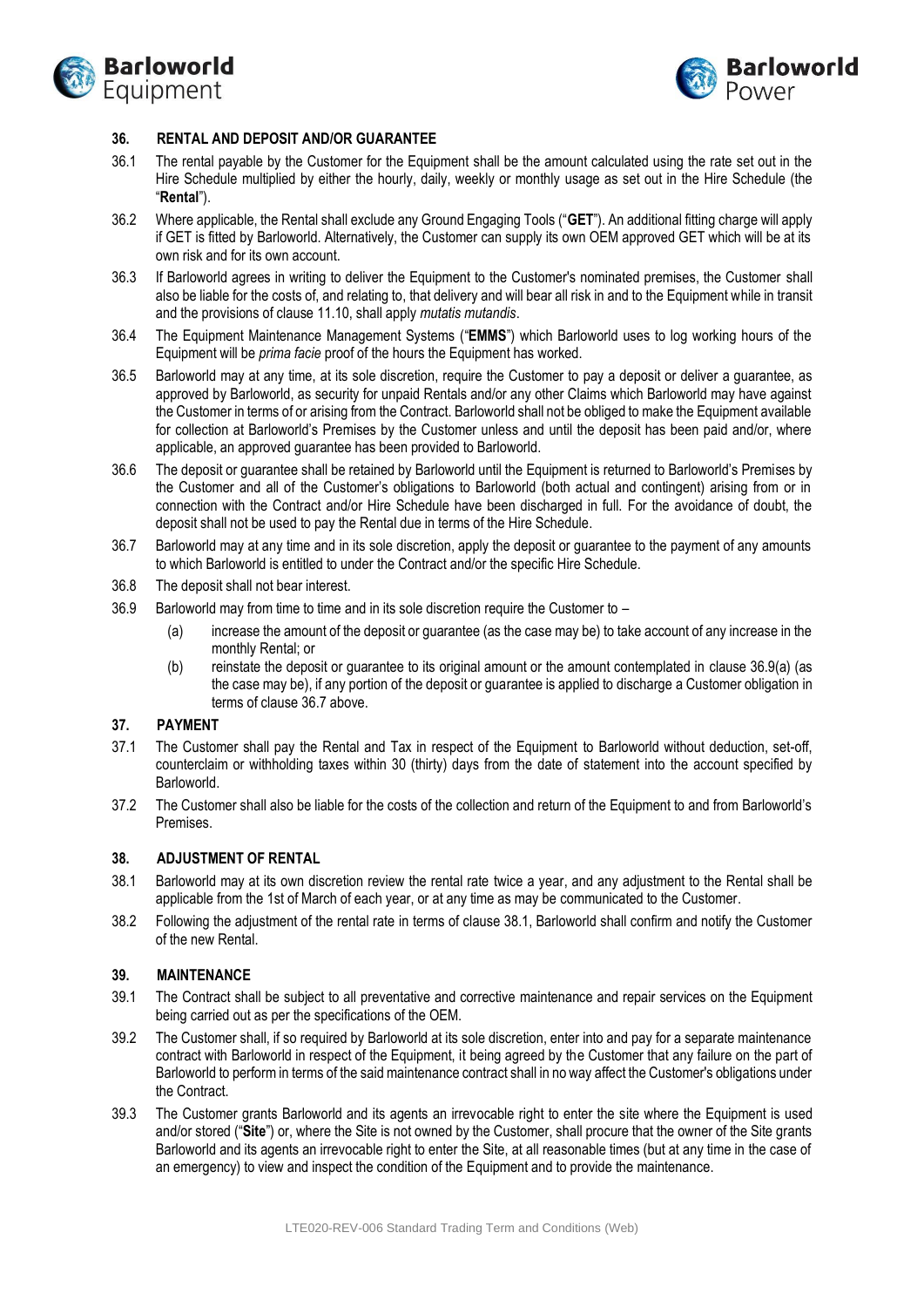## 36. RENTAL AND DEPOSIT AND/OR GUARANTEE

36.1 The rental payable by the Customer for the Equipment shall be the amount calculated using the rate set out in the Hire Schedule multiplied by either the hourly, daily, weekly or monthly usage as set out in the Hire Schedule (the "**Rental**").

36.2 Where applicable, the Rental shall exclude any Ground Engaging Tools ("**GET**"). An additional fitting charge will apply if GET is fitted by Barloworld. Alternatively, the Customer can supply its own OEM approved GET which will be at its own risk and for its own account.

36.3 If Barloworld agrees in writing to deliver the Equipment to the Customer's nominated premises, the Customer shall also be liable for the costs of, and relating to, that delivery and will bear all risk in and to the Equipment while in transit and the provisions of clause 11.10, shall apply *mutatis mutandis*.

36.4 The Equipment Maintenance Management Systems ("**EMMS**") which Barloworld uses to log working hours of the Equipment will be *prima facie* proof of the hours the Equipment has worked.

36.5 Barloworld may at any time, at its sole discretion, require the Customer to pay a deposit or deliver a guarantee, as approved by Barloworld, as security for unpaid Rentals and/or any other Claims which Barloworld may have against the Customer in terms of or arising from the Contract. Barloworld shall not be obliged to make the Equipment available for collection at Barloworld's Premises by the Customer unless and until the deposit has been paid and/or, where applicable, an approved guarantee has been provided to Barloworld.

36.6 The deposit or guarantee shall be retained by Barloworld until the Equipment is returned to Barloworld's Premises by the Customer and all of the Customer's obligations to Barloworld (both actual and contingent) arising from or in connection with the Contract and/or Hire Schedule have been discharged in full. For the avoidance of doubt, the deposit shall not be used to pay the Rental due in terms of the Hire Schedule.

36.7 Barloworld may at any time and in its sole discretion, apply the deposit or guarantee to the payment of any amounts to which Barloworld is entitled to under the Contract and/or the specific Hire Schedule.

36.8 The deposit shall not bear interest.

36.9 Barloworld may from time to time and in its sole discretion require the Customer to –

(a) increase the amount of the deposit or guarantee (as the case may be) to take account of any increase in the monthly Rental; or

(b) reinstate the deposit or guarantee to its original amount or the amount contemplated in clause 36.9(a) (as the case may be), if any portion of the deposit or guarantee is applied to discharge a Customer obligation in terms of clause 36.7 above.

## 37. PAYMENT

37.1 The Customer shall pay the Rental and Tax in respect of the Equipment to Barloworld without deduction, set-off, counterclaim or withholding taxes within 30 (thirty) days from the date of statement into the account specified by Barloworld.

37.2 The Customer shall also be liable for the costs of the collection and return of the Equipment to and from Barloworld's Premises.

## 38. ADJUSTMENT OF RENTAL

38.1 Barloworld may at its own discretion review the rental rate twice a year, and any adjustment to the Rental shall be applicable from the 1st of March of each year, or at any time as may be communicated to the Customer.

38.2 Following the adjustment of the rental rate in terms of clause 38.1, Barloworld shall confirm and notify the Customer of the new Rental.

## 39. MAINTENANCE

39.1 The Contract shall be subject to all preventative and corrective maintenance and repair services on the Equipment being carried out as per the specifications of the OEM.

39.2 The Customer shall, if so required by Barloworld at its sole discretion, enter into and pay for a separate maintenance contract with Barloworld in respect of the Equipment, it being agreed by the Customer that any failure on the part of Barloworld to perform in terms of the said maintenance contract shall in no way affect the Customer's obligations under the Contract.

39.3 The Customer grants Barloworld and its agents an irrevocable right to enter the site where the Equipment is used and/or stored ("**Site**") or, where the Site is not owned by the Customer, shall procure that the owner of the Site grants Barloworld and its agents an irrevocable right to enter the Site, at all reasonable times (but at any time in the case of an emergency) to view and inspect the condition of the Equipment and to provide the maintenance.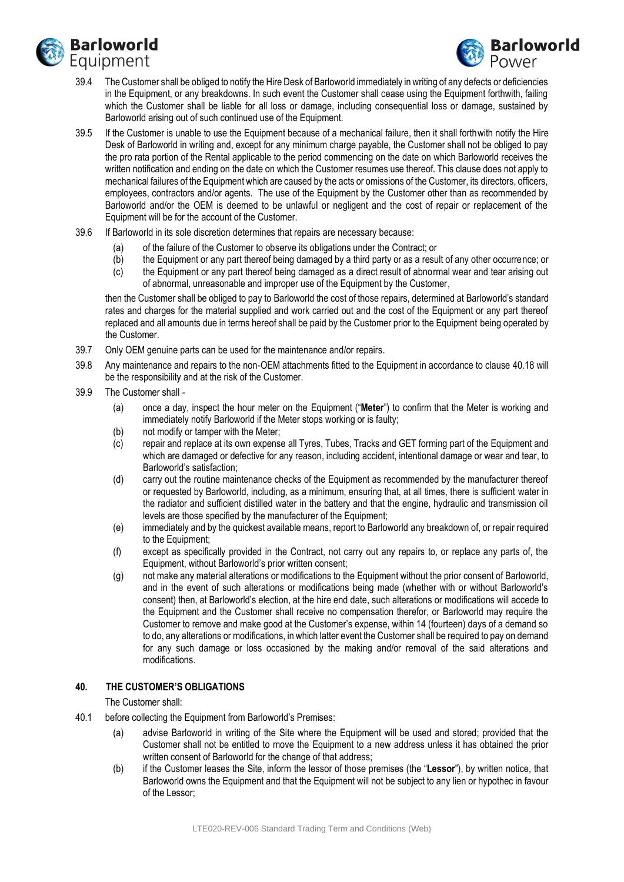39.4 The Customer shall be obliged to notify the Hire Desk of Barloworld immediately in writing of any defects or deficiencies in the Equipment, or any breakdowns. In such event the Customer shall cease using the Equipment forthwith, failing which the Customer shall be liable for all loss or damage, including consequential loss or damage, sustained by Barloworld arising out of such continued use of the Equipment.

39.5 If the Customer is unable to use the Equipment because of a mechanical failure, then it shall forthwith notify the Hire Desk of Barloworld in writing and, except for any minimum charge payable, the Customer shall not be obliged to pay the pro rata portion of the Rental applicable to the period commencing on the date on which Barloworld receives the written notification and ending on the date on which the Customer resumes use thereof. This clause does not apply to mechanical failures of the Equipment which are caused by the acts or omissions of the Customer, its directors, officers, employees, contractors and/or agents. The use of the Equipment by the Customer other than as recommended by Barloworld and/or the OEM is deemed to be unlawful or negligent and the cost of repair or replacement of the Equipment will be for the account of the Customer.

39.6 If Barloworld in its sole discretion determines that repairs are necessary because:

(a) of the failure of the Customer to observe its obligations under the Contract; or
(b) the Equipment or any part thereof being damaged by a third party or as a result of any other occurrence; or
(c) the Equipment or any part thereof being damaged as a direct result of abnormal wear and tear arising out of abnormal, unreasonable and improper use of the Equipment by the Customer,

then the Customer shall be obliged to pay to Barloworld the cost of those repairs, determined at Barloworld's standard rates and charges for the material supplied and work carried out and the cost of the Equipment or any part thereof replaced and all amounts due in terms hereof shall be paid by the Customer prior to the Equipment being operated by the Customer.

39.7 Only OEM genuine parts can be used for the maintenance and/or repairs.

39.8 Any maintenance and repairs to the non-OEM attachments fitted to the Equipment in accordance to clause 40.18 will be the responsibility and at the risk of the Customer.

39.9 The Customer shall -

(a) once a day, inspect the hour meter on the Equipment ("**Meter**") to confirm that the Meter is working and immediately notify Barloworld if the Meter stops working or is faulty;
(b) not modify or tamper with the Meter;
(c) repair and replace at its own expense all Tyres, Tubes, Tracks and GET forming part of the Equipment and which are damaged or defective for any reason, including accident, intentional damage or wear and tear, to Barloworld's satisfaction;
(d) carry out the routine maintenance checks of the Equipment as recommended by the manufacturer thereof or requested by Barloworld, including, as a minimum, ensuring that, at all times, there is sufficient water in the radiator and sufficient distilled water in the battery and that the engine, hydraulic and transmission oil levels are those specified by the manufacturer of the Equipment;
(e) immediately and by the quickest available means, report to Barloworld any breakdown of, or repair required to the Equipment;
(f) except as specifically provided in the Contract, not carry out any repairs to, or replace any parts of, the Equipment, without Barloworld's prior written consent;
(g) not make any material alterations or modifications to the Equipment without the prior consent of Barloworld, and in the event of such alterations or modifications being made (whether with or without Barloworld's consent) then, at Barloworld's election, at the hire end date, such alterations or modifications will accede to the Equipment and the Customer shall receive no compensation therefor, or Barloworld may require the Customer to remove and make good at the Customer's expense, within 14 (fourteen) days of a demand so to do, any alterations or modifications, in which latter event the Customer shall be required to pay on demand for any such damage or loss occasioned by the making and/or removal of the said alterations and modifications.

## 40. THE CUSTOMER'S OBLIGATIONS

The Customer shall:

40.1 before collecting the Equipment from Barloworld's Premises:

(a) advise Barloworld in writing of the Site where the Equipment will be used and stored; provided that the Customer shall not be entitled to move the Equipment to a new address unless it has obtained the prior written consent of Barloworld for the change of that address;
(b) if the Customer leases the Site, inform the lessor of those premises (the "**Lessor**"), by written notice, that Barloworld owns the Equipment and that the Equipment will not be subject to any lien or hypothec in favour of the Lessor;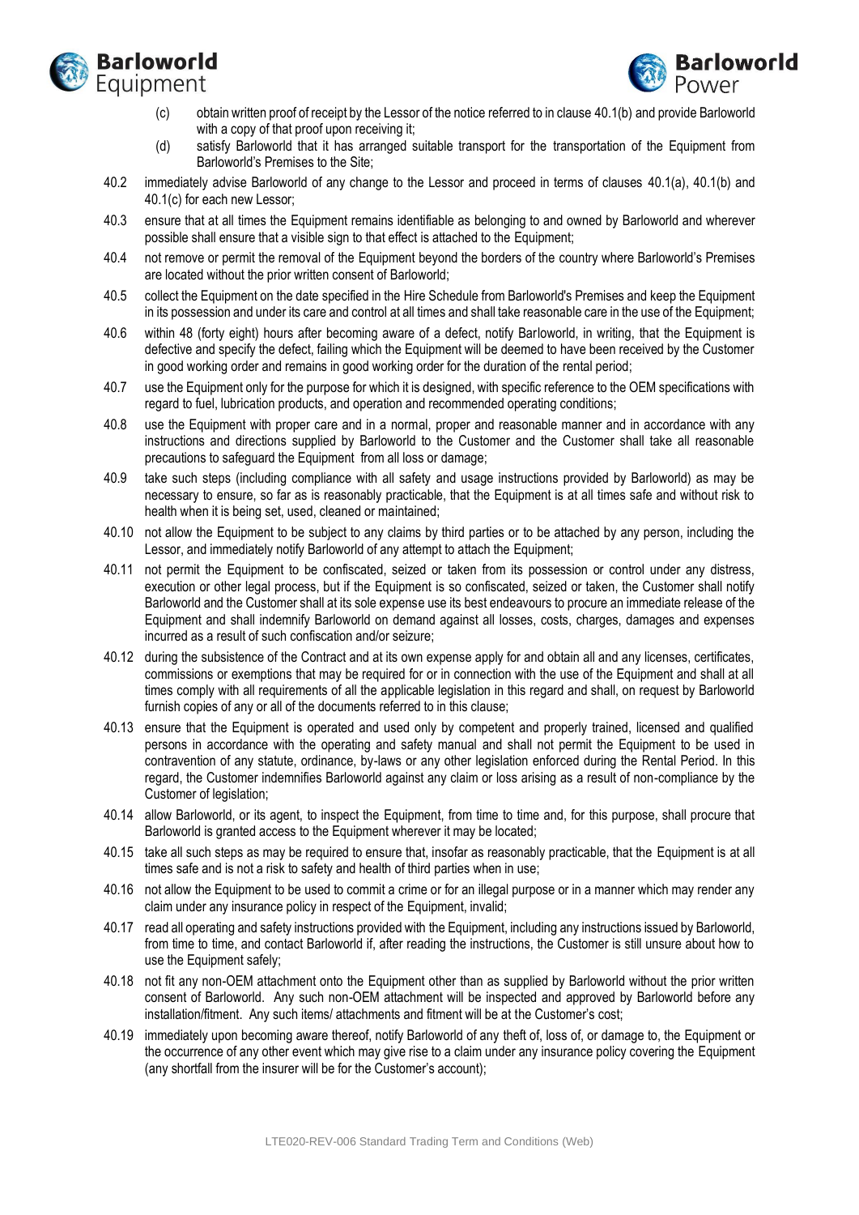(c) obtain written proof of receipt by the Lessor of the notice referred to in clause 40.1(b) and provide Barloworld with a copy of that proof upon receiving it;

(d) satisfy Barloworld that it has arranged suitable transport for the transportation of the Equipment from Barloworld's Premises to the Site;

40.2 immediately advise Barloworld of any change to the Lessor and proceed in terms of clauses 40.1(a), 40.1(b) and 40.1(c) for each new Lessor;

40.3 ensure that at all times the Equipment remains identifiable as belonging to and owned by Barloworld and wherever possible shall ensure that a visible sign to that effect is attached to the Equipment;

40.4 not remove or permit the removal of the Equipment beyond the borders of the country where Barloworld's Premises are located without the prior written consent of Barloworld;

40.5 collect the Equipment on the date specified in the Hire Schedule from Barloworld's Premises and keep the Equipment in its possession and under its care and control at all times and shall take reasonable care in the use of the Equipment;

40.6 within 48 (forty eight) hours after becoming aware of a defect, notify Barloworld, in writing, that the Equipment is defective and specify the defect, failing which the Equipment will be deemed to have been received by the Customer in good working order and remains in good working order for the duration of the rental period;

40.7 use the Equipment only for the purpose for which it is designed, with specific reference to the OEM specifications with regard to fuel, lubrication products, and operation and recommended operating conditions;

40.8 use the Equipment with proper care and in a normal, proper and reasonable manner and in accordance with any instructions and directions supplied by Barloworld to the Customer and the Customer shall take all reasonable precautions to safeguard the Equipment from all loss or damage;

40.9 take such steps (including compliance with all safety and usage instructions provided by Barloworld) as may be necessary to ensure, so far as is reasonably practicable, that the Equipment is at all times safe and without risk to health when it is being set, used, cleaned or maintained;

40.10 not allow the Equipment to be subject to any claims by third parties or to be attached by any person, including the Lessor, and immediately notify Barloworld of any attempt to attach the Equipment;

40.11 not permit the Equipment to be confiscated, seized or taken from its possession or control under any distress, execution or other legal process, but if the Equipment is so confiscated, seized or taken, the Customer shall notify Barloworld and the Customer shall at its sole expense use its best endeavours to procure an immediate release of the Equipment and shall indemnify Barloworld on demand against all losses, costs, charges, damages and expenses incurred as a result of such confiscation and/or seizure;

40.12 during the subsistence of the Contract and at its own expense apply for and obtain all and any licenses, certificates, commissions or exemptions that may be required for or in connection with the use of the Equipment and shall at all times comply with all requirements of all the applicable legislation in this regard and shall, on request by Barloworld furnish copies of any or all of the documents referred to in this clause;

40.13 ensure that the Equipment is operated and used only by competent and properly trained, licensed and qualified persons in accordance with the operating and safety manual and shall not permit the Equipment to be used in contravention of any statute, ordinance, by-laws or any other legislation enforced during the Rental Period. In this regard, the Customer indemnifies Barloworld against any claim or loss arising as a result of non-compliance by the Customer of legislation;

40.14 allow Barloworld, or its agent, to inspect the Equipment, from time to time and, for this purpose, shall procure that Barloworld is granted access to the Equipment wherever it may be located;

40.15 take all such steps as may be required to ensure that, insofar as reasonably practicable, that the Equipment is at all times safe and is not a risk to safety and health of third parties when in use;

40.16 not allow the Equipment to be used to commit a crime or for an illegal purpose or in a manner which may render any claim under any insurance policy in respect of the Equipment, invalid;

40.17 read all operating and safety instructions provided with the Equipment, including any instructions issued by Barloworld, from time to time, and contact Barloworld if, after reading the instructions, the Customer is still unsure about how to use the Equipment safely;

40.18 not fit any non-OEM attachment onto the Equipment other than as supplied by Barloworld without the prior written consent of Barloworld. Any such non-OEM attachment will be inspected and approved by Barloworld before any installation/fitment. Any such items/ attachments and fitment will be at the Customer's cost;

40.19 immediately upon becoming aware thereof, notify Barloworld of any theft of, loss of, or damage to, the Equipment or the occurrence of any other event which may give rise to a claim under any insurance policy covering the Equipment (any shortfall from the insurer will be for the Customer's account);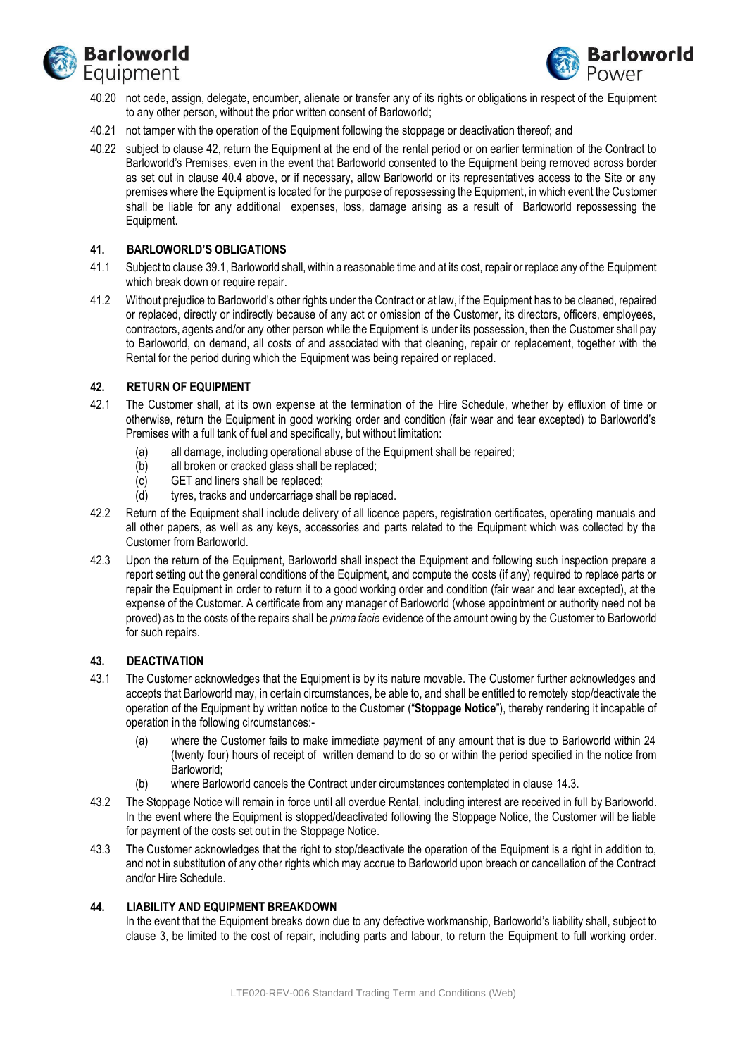40.20 not cede, assign, delegate, encumber, alienate or transfer any of its rights or obligations in respect of the Equipment to any other person, without the prior written consent of Barloworld;

40.21 not tamper with the operation of the Equipment following the stoppage or deactivation thereof; and

40.22 subject to clause 42, return the Equipment at the end of the rental period or on earlier termination of the Contract to Barloworld's Premises, even in the event that Barloworld consented to the Equipment being removed across border as set out in clause 40.4 above, or if necessary, allow Barloworld or its representatives access to the Site or any premises where the Equipment is located for the purpose of repossessing the Equipment, in which event the Customer shall be liable for any additional expenses, loss, damage arising as a result of Barloworld repossessing the Equipment.

## 41. BARLOWORLD'S OBLIGATIONS

41.1 Subject to clause 39.1, Barloworld shall, within a reasonable time and at its cost, repair or replace any of the Equipment which break down or require repair.

41.2 Without prejudice to Barloworld's other rights under the Contract or at law, if the Equipment has to be cleaned, repaired or replaced, directly or indirectly because of any act or omission of the Customer, its directors, officers, employees, contractors, agents and/or any other person while the Equipment is under its possession, then the Customer shall pay to Barloworld, on demand, all costs of and associated with that cleaning, repair or replacement, together with the Rental for the period during which the Equipment was being repaired or replaced.

## 42. RETURN OF EQUIPMENT

42.1 The Customer shall, at its own expense at the termination of the Hire Schedule, whether by effluxion of time or otherwise, return the Equipment in good working order and condition (fair wear and tear excepted) to Barloworld's Premises with a full tank of fuel and specifically, but without limitation:

(a) all damage, including operational abuse of the Equipment shall be repaired;
(b) all broken or cracked glass shall be replaced;
(c) GET and liners shall be replaced;
(d) tyres, tracks and undercarriage shall be replaced.

42.2 Return of the Equipment shall include delivery of all licence papers, registration certificates, operating manuals and all other papers, as well as any keys, accessories and parts related to the Equipment which was collected by the Customer from Barloworld.

42.3 Upon the return of the Equipment, Barloworld shall inspect the Equipment and following such inspection prepare a report setting out the general conditions of the Equipment, and compute the costs (if any) required to replace parts or repair the Equipment in order to return it to a good working order and condition (fair wear and tear excepted), at the expense of the Customer. A certificate from any manager of Barloworld (whose appointment or authority need not be proved) as to the costs of the repairs shall be *prima facie* evidence of the amount owing by the Customer to Barloworld for such repairs.

## 43. DEACTIVATION

43.1 The Customer acknowledges that the Equipment is by its nature movable. The Customer further acknowledges and accepts that Barloworld may, in certain circumstances, be able to, and shall be entitled to remotely stop/deactivate the operation of the Equipment by written notice to the Customer ("**Stoppage Notice**"), thereby rendering it incapable of operation in the following circumstances:-

(a) where the Customer fails to make immediate payment of any amount that is due to Barloworld within 24 (twenty four) hours of receipt of written demand to do so or within the period specified in the notice from Barloworld;
(b) where Barloworld cancels the Contract under circumstances contemplated in clause 14.3.

43.2 The Stoppage Notice will remain in force until all overdue Rental, including interest are received in full by Barloworld. In the event where the Equipment is stopped/deactivated following the Stoppage Notice, the Customer will be liable for payment of the costs set out in the Stoppage Notice.

43.3 The Customer acknowledges that the right to stop/deactivate the operation of the Equipment is a right in addition to, and not in substitution of any other rights which may accrue to Barloworld upon breach or cancellation of the Contract and/or Hire Schedule.

## 44. LIABILITY AND EQUIPMENT BREAKDOWN

In the event that the Equipment breaks down due to any defective workmanship, Barloworld's liability shall, subject to clause 3, be limited to the cost of repair, including parts and labour, to return the Equipment to full working order.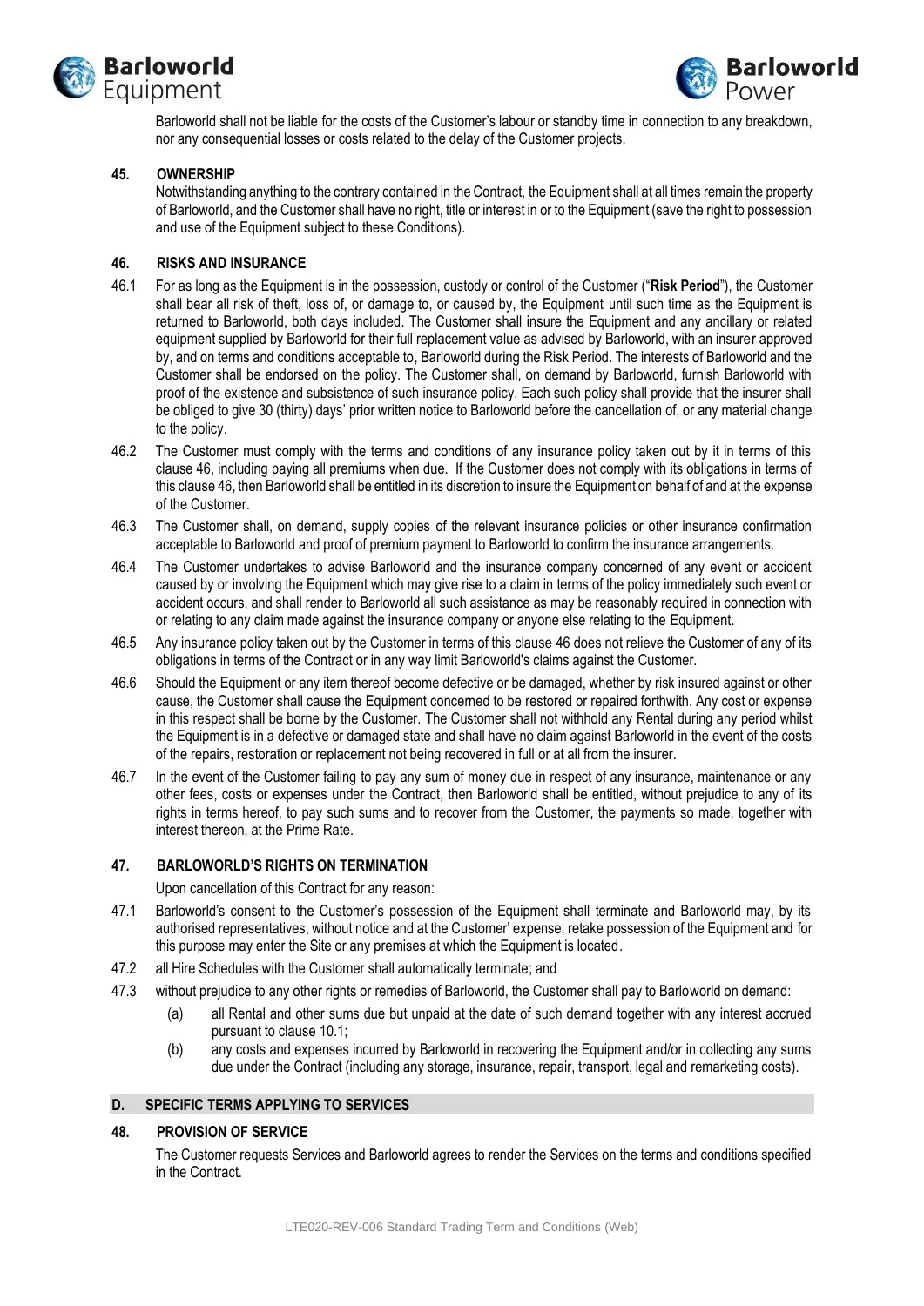Barloworld shall not be liable for the costs of the Customer's labour or standby time in connection to any breakdown, nor any consequential losses or costs related to the delay of the Customer projects.

### 45. OWNERSHIP

Notwithstanding anything to the contrary contained in the Contract, the Equipment shall at all times remain the property of Barloworld, and the Customer shall have no right, title or interest in or to the Equipment (save the right to possession and use of the Equipment subject to these Conditions).

### 46. RISKS AND INSURANCE

46.1 For as long as the Equipment is in the possession, custody or control of the Customer ("**Risk Period**"), the Customer shall bear all risk of theft, loss of, or damage to, or caused by, the Equipment until such time as the Equipment is returned to Barloworld, both days included. The Customer shall insure the Equipment and any ancillary or related equipment supplied by Barloworld for their full replacement value as advised by Barloworld, with an insurer approved by, and on terms and conditions acceptable to, Barloworld during the Risk Period. The interests of Barloworld and the Customer shall be endorsed on the policy. The Customer shall, on demand by Barloworld, furnish Barloworld with proof of the existence and subsistence of such insurance policy. Each such policy shall provide that the insurer shall be obliged to give 30 (thirty) days' prior written notice to Barloworld before the cancellation of, or any material change to the policy.

46.2 The Customer must comply with the terms and conditions of any insurance policy taken out by it in terms of this clause 46, including paying all premiums when due. If the Customer does not comply with its obligations in terms of this clause 46, then Barloworld shall be entitled in its discretion to insure the Equipment on behalf of and at the expense of the Customer.

46.3 The Customer shall, on demand, supply copies of the relevant insurance policies or other insurance confirmation acceptable to Barloworld and proof of premium payment to Barloworld to confirm the insurance arrangements.

46.4 The Customer undertakes to advise Barloworld and the insurance company concerned of any event or accident caused by or involving the Equipment which may give rise to a claim in terms of the policy immediately such event or accident occurs, and shall render to Barloworld all such assistance as may be reasonably required in connection with or relating to any claim made against the insurance company or anyone else relating to the Equipment.

46.5 Any insurance policy taken out by the Customer in terms of this clause 46 does not relieve the Customer of any of its obligations in terms of the Contract or in any way limit Barloworld's claims against the Customer.

46.6 Should the Equipment or any item thereof become defective or be damaged, whether by risk insured against or other cause, the Customer shall cause the Equipment concerned to be restored or repaired forthwith. Any cost or expense in this respect shall be borne by the Customer. The Customer shall not withhold any Rental during any period whilst the Equipment is in a defective or damaged state and shall have no claim against Barloworld in the event of the costs of the repairs, restoration or replacement not being recovered in full or at all from the insurer.

46.7 In the event of the Customer failing to pay any sum of money due in respect of any insurance, maintenance or any other fees, costs or expenses under the Contract, then Barloworld shall be entitled, without prejudice to any of its rights in terms hereof, to pay such sums and to recover from the Customer, the payments so made, together with interest thereon, at the Prime Rate.

### 47. BARLOWORLD'S RIGHTS ON TERMINATION

Upon cancellation of this Contract for any reason:

47.1 Barloworld's consent to the Customer's possession of the Equipment shall terminate and Barloworld may, by its authorised representatives, without notice and at the Customer' expense, retake possession of the Equipment and for this purpose may enter the Site or any premises at which the Equipment is located.

47.2 all Hire Schedules with the Customer shall automatically terminate; and

47.3 without prejudice to any other rights or remedies of Barloworld, the Customer shall pay to Barloworld on demand:

(a) all Rental and other sums due but unpaid at the date of such demand together with any interest accrued pursuant to clause 10.1;

(b) any costs and expenses incurred by Barloworld in recovering the Equipment and/or in collecting any sums due under the Contract (including any storage, insurance, repair, transport, legal and remarketing costs).

## D. SPECIFIC TERMS APPLYING TO SERVICES

### 48. PROVISION OF SERVICE

The Customer requests Services and Barloworld agrees to render the Services on the terms and conditions specified in the Contract.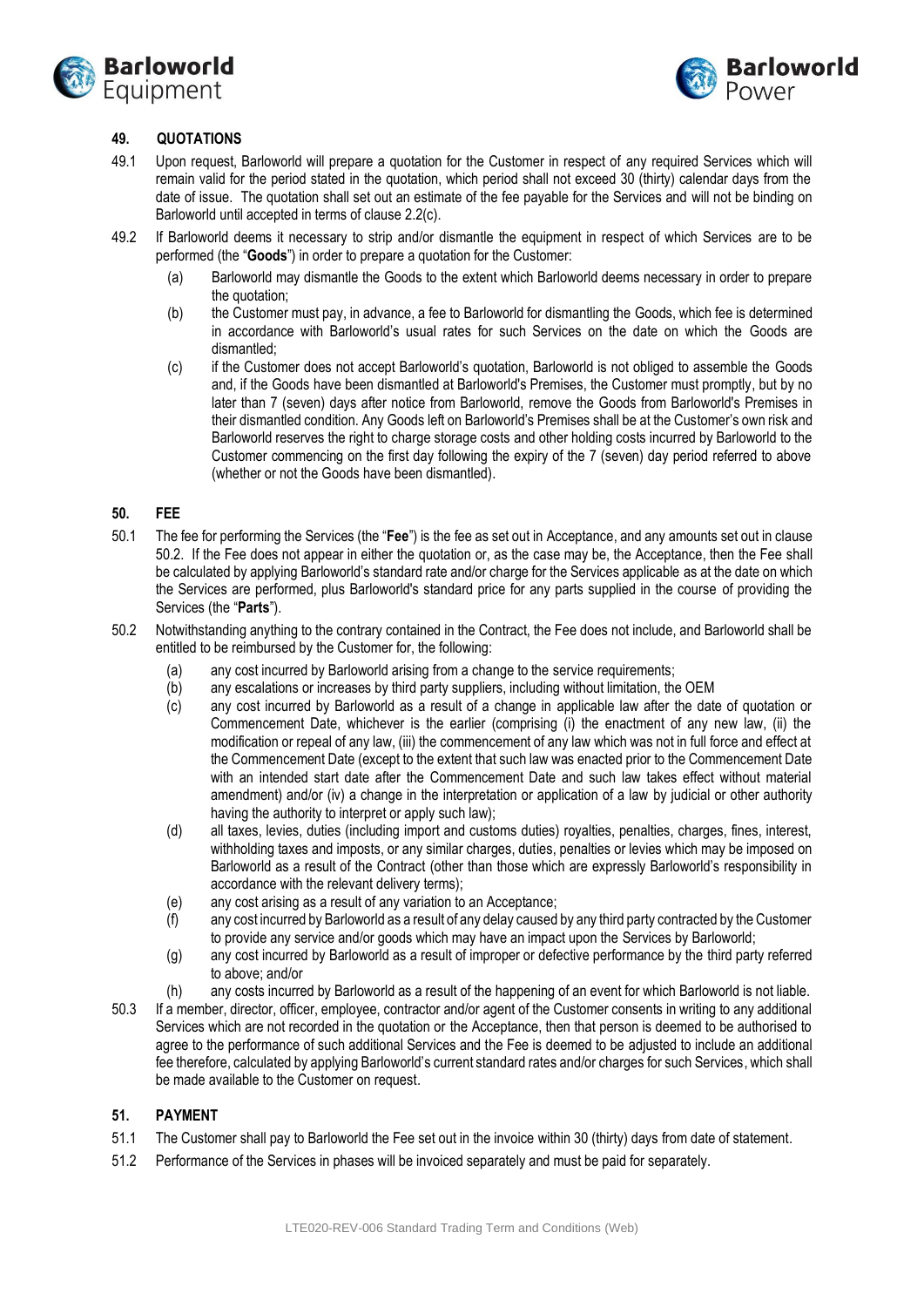## 49. QUOTATIONS

49.1 Upon request, Barloworld will prepare a quotation for the Customer in respect of any required Services which will remain valid for the period stated in the quotation, which period shall not exceed 30 (thirty) calendar days from the date of issue. The quotation shall set out an estimate of the fee payable for the Services and will not be binding on Barloworld until accepted in terms of clause 2.2(c).

49.2 If Barloworld deems it necessary to strip and/or dismantle the equipment in respect of which Services are to be performed (the "**Goods**") in order to prepare a quotation for the Customer:

(a) Barloworld may dismantle the Goods to the extent which Barloworld deems necessary in order to prepare the quotation;

(b) the Customer must pay, in advance, a fee to Barloworld for dismantling the Goods, which fee is determined in accordance with Barloworld's usual rates for such Services on the date on which the Goods are dismantled;

(c) if the Customer does not accept Barloworld's quotation, Barloworld is not obliged to assemble the Goods and, if the Goods have been dismantled at Barloworld's Premises, the Customer must promptly, but by no later than 7 (seven) days after notice from Barloworld, remove the Goods from Barloworld's Premises in their dismantled condition. Any Goods left on Barloworld's Premises shall be at the Customer's own risk and Barloworld reserves the right to charge storage costs and other holding costs incurred by Barloworld to the Customer commencing on the first day following the expiry of the 7 (seven) day period referred to above (whether or not the Goods have been dismantled).

## 50. FEE

50.1 The fee for performing the Services (the "**Fee**") is the fee as set out in Acceptance, and any amounts set out in clause 50.2. If the Fee does not appear in either the quotation or, as the case may be, the Acceptance, then the Fee shall be calculated by applying Barloworld's standard rate and/or charge for the Services applicable as at the date on which the Services are performed, plus Barloworld's standard price for any parts supplied in the course of providing the Services (the "**Parts**").

50.2 Notwithstanding anything to the contrary contained in the Contract, the Fee does not include, and Barloworld shall be entitled to be reimbursed by the Customer for, the following:

(a) any cost incurred by Barloworld arising from a change to the service requirements;

(b) any escalations or increases by third party suppliers, including without limitation, the OEM

(c) any cost incurred by Barloworld as a result of a change in applicable law after the date of quotation or Commencement Date, whichever is the earlier (comprising (i) the enactment of any new law, (ii) the modification or repeal of any law, (iii) the commencement of any law which was not in full force and effect at the Commencement Date (except to the extent that such law was enacted prior to the Commencement Date with an intended start date after the Commencement Date and such law takes effect without material amendment) and/or (iv) a change in the interpretation or application of a law by judicial or other authority having the authority to interpret or apply such law);

(d) all taxes, levies, duties (including import and customs duties) royalties, penalties, charges, fines, interest, withholding taxes and imposts, or any similar charges, duties, penalties or levies which may be imposed on Barloworld as a result of the Contract (other than those which are expressly Barloworld's responsibility in accordance with the relevant delivery terms);

(e) any cost arising as a result of any variation to an Acceptance;

(f) any cost incurred by Barloworld as a result of any delay caused by any third party contracted by the Customer to provide any service and/or goods which may have an impact upon the Services by Barloworld;

(g) any cost incurred by Barloworld as a result of improper or defective performance by the third party referred to above; and/or

(h) any costs incurred by Barloworld as a result of the happening of an event for which Barloworld is not liable.

50.3 If a member, director, officer, employee, contractor and/or agent of the Customer consents in writing to any additional Services which are not recorded in the quotation or the Acceptance, then that person is deemed to be authorised to agree to the performance of such additional Services and the Fee is deemed to be adjusted to include an additional fee therefore, calculated by applying Barloworld's current standard rates and/or charges for such Services, which shall be made available to the Customer on request.

## 51. PAYMENT

51.1 The Customer shall pay to Barloworld the Fee set out in the invoice within 30 (thirty) days from date of statement.

51.2 Performance of the Services in phases will be invoiced separately and must be paid for separately.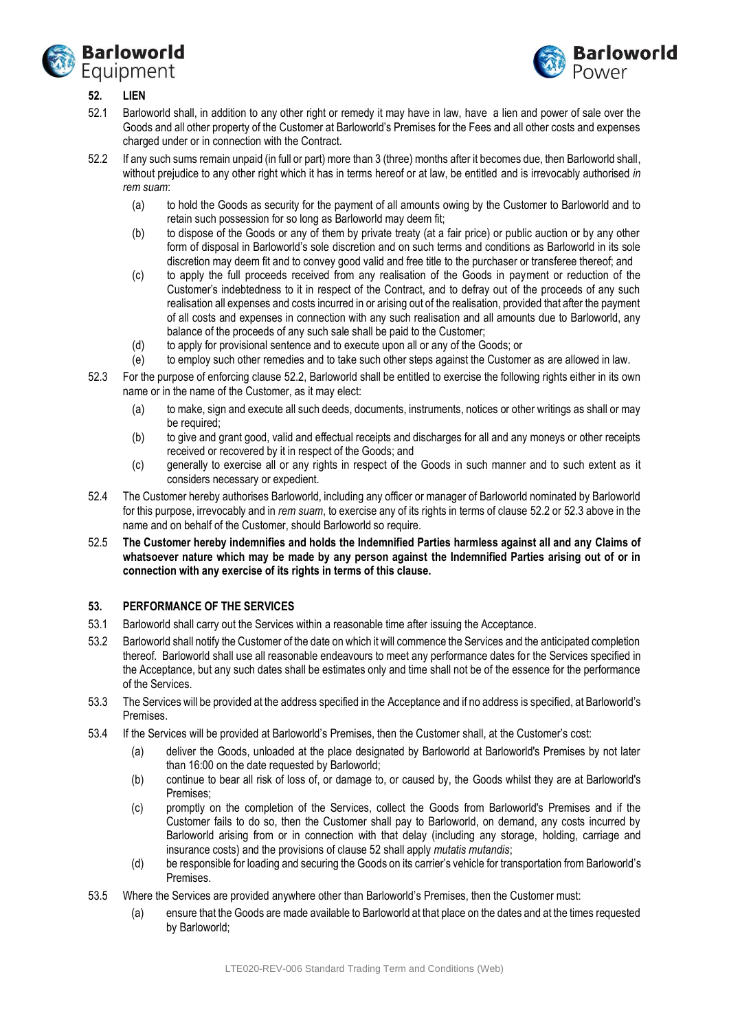## 52. LIEN

52.1 Barloworld shall, in addition to any other right or remedy it may have in law, have a lien and power of sale over the Goods and all other property of the Customer at Barloworld's Premises for the Fees and all other costs and expenses charged under or in connection with the Contract.

52.2 If any such sums remain unpaid (in full or part) more than 3 (three) months after it becomes due, then Barloworld shall, without prejudice to any other right which it has in terms hereof or at law, be entitled and is irrevocably authorised *in rem suam*:

- (a) to hold the Goods as security for the payment of all amounts owing by the Customer to Barloworld and to retain such possession for so long as Barloworld may deem fit;
- (b) to dispose of the Goods or any of them by private treaty (at a fair price) or public auction or by any other form of disposal in Barloworld's sole discretion and on such terms and conditions as Barloworld in its sole discretion may deem fit and to convey good valid and free title to the purchaser or transferee thereof; and
- (c) to apply the full proceeds received from any realisation of the Goods in payment or reduction of the Customer's indebtedness to it in respect of the Contract, and to defray out of the proceeds of any such realisation all expenses and costs incurred in or arising out of the realisation, provided that after the payment of all costs and expenses in connection with any such realisation and all amounts due to Barloworld, any balance of the proceeds of any such sale shall be paid to the Customer;
- (d) to apply for provisional sentence and to execute upon all or any of the Goods; or
- (e) to employ such other remedies and to take such other steps against the Customer as are allowed in law.

52.3 For the purpose of enforcing clause 52.2, Barloworld shall be entitled to exercise the following rights either in its own name or in the name of the Customer, as it may elect:

- (a) to make, sign and execute all such deeds, documents, instruments, notices or other writings as shall or may be required;
- (b) to give and grant good, valid and effectual receipts and discharges for all and any moneys or other receipts received or recovered by it in respect of the Goods; and
- (c) generally to exercise all or any rights in respect of the Goods in such manner and to such extent as it considers necessary or expedient.

52.4 The Customer hereby authorises Barloworld, including any officer or manager of Barloworld nominated by Barloworld for this purpose, irrevocably and in *rem suam*, to exercise any of its rights in terms of clause 52.2 or 52.3 above in the name and on behalf of the Customer, should Barloworld so require.

52.5 **The Customer hereby indemnifies and holds the Indemnified Parties harmless against all and any Claims of whatsoever nature which may be made by any person against the Indemnified Parties arising out of or in connection with any exercise of its rights in terms of this clause.**

## 53. PERFORMANCE OF THE SERVICES

53.1 Barloworld shall carry out the Services within a reasonable time after issuing the Acceptance.

53.2 Barloworld shall notify the Customer of the date on which it will commence the Services and the anticipated completion thereof. Barloworld shall use all reasonable endeavours to meet any performance dates for the Services specified in the Acceptance, but any such dates shall be estimates only and time shall not be of the essence for the performance of the Services.

53.3 The Services will be provided at the address specified in the Acceptance and if no address is specified, at Barloworld's Premises.

53.4 If the Services will be provided at Barloworld's Premises, then the Customer shall, at the Customer's cost:

- (a) deliver the Goods, unloaded at the place designated by Barloworld at Barloworld's Premises by not later than 16:00 on the date requested by Barloworld;
- (b) continue to bear all risk of loss of, or damage to, or caused by, the Goods whilst they are at Barloworld's Premises;
- (c) promptly on the completion of the Services, collect the Goods from Barloworld's Premises and if the Customer fails to do so, then the Customer shall pay to Barloworld, on demand, any costs incurred by Barloworld arising from or in connection with that delay (including any storage, holding, carriage and insurance costs) and the provisions of clause 52 shall apply *mutatis mutandis*;
- (d) be responsible for loading and securing the Goods on its carrier's vehicle for transportation from Barloworld's Premises.

53.5 Where the Services are provided anywhere other than Barloworld's Premises, then the Customer must:

- (a) ensure that the Goods are made available to Barloworld at that place on the dates and at the times requested by Barloworld;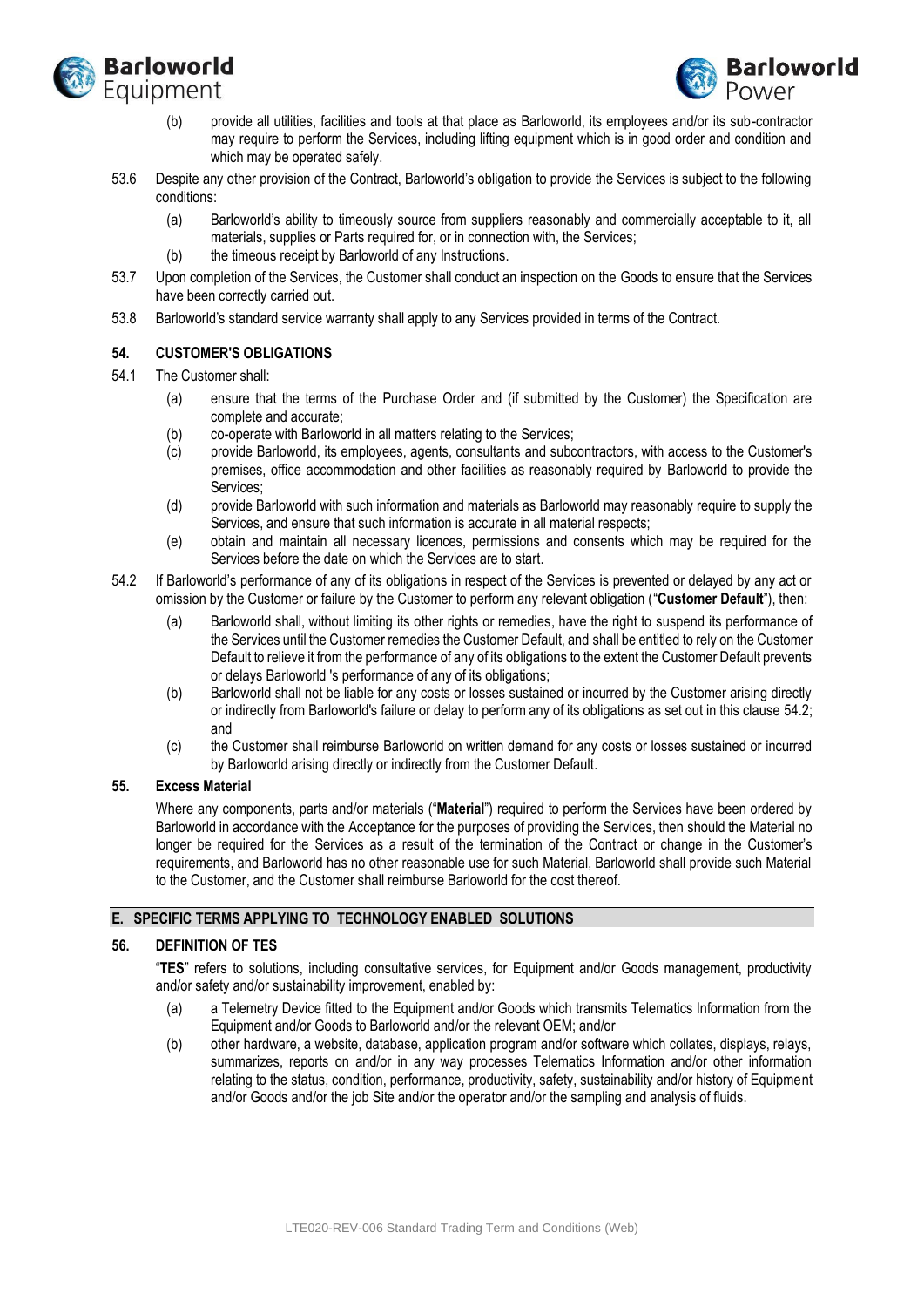(b) provide all utilities, facilities and tools at that place as Barloworld, its employees and/or its sub-contractor may require to perform the Services, including lifting equipment which is in good order and condition and which may be operated safely.

53.6 Despite any other provision of the Contract, Barloworld's obligation to provide the Services is subject to the following conditions:

(a) Barloworld's ability to timeously source from suppliers reasonably and commercially acceptable to it, all materials, supplies or Parts required for, or in connection with, the Services;

(b) the timeous receipt by Barloworld of any Instructions.

53.7 Upon completion of the Services, the Customer shall conduct an inspection on the Goods to ensure that the Services have been correctly carried out.

53.8 Barloworld's standard service warranty shall apply to any Services provided in terms of the Contract.

### 54. CUSTOMER'S OBLIGATIONS

54.1 The Customer shall:

(a) ensure that the terms of the Purchase Order and (if submitted by the Customer) the Specification are complete and accurate;

(b) co-operate with Barloworld in all matters relating to the Services;

(c) provide Barloworld, its employees, agents, consultants and subcontractors, with access to the Customer's premises, office accommodation and other facilities as reasonably required by Barloworld to provide the Services;

(d) provide Barloworld with such information and materials as Barloworld may reasonably require to supply the Services, and ensure that such information is accurate in all material respects;

(e) obtain and maintain all necessary licences, permissions and consents which may be required for the Services before the date on which the Services are to start.

54.2 If Barloworld's performance of any of its obligations in respect of the Services is prevented or delayed by any act or omission by the Customer or failure by the Customer to perform any relevant obligation ("**Customer Default**"), then:

(a) Barloworld shall, without limiting its other rights or remedies, have the right to suspend its performance of the Services until the Customer remedies the Customer Default, and shall be entitled to rely on the Customer Default to relieve it from the performance of any of its obligations to the extent the Customer Default prevents or delays Barloworld 's performance of any of its obligations;

(b) Barloworld shall not be liable for any costs or losses sustained or incurred by the Customer arising directly or indirectly from Barloworld's failure or delay to perform any of its obligations as set out in this clause 54.2; and

(c) the Customer shall reimburse Barloworld on written demand for any costs or losses sustained or incurred by Barloworld arising directly or indirectly from the Customer Default.

### 55. Excess Material

Where any components, parts and/or materials ("**Material**") required to perform the Services have been ordered by Barloworld in accordance with the Acceptance for the purposes of providing the Services, then should the Material no longer be required for the Services as a result of the termination of the Contract or change in the Customer's requirements, and Barloworld has no other reasonable use for such Material, Barloworld shall provide such Material to the Customer, and the Customer shall reimburse Barloworld for the cost thereof.

## E. SPECIFIC TERMS APPLYING TO TECHNOLOGY ENABLED SOLUTIONS

### 56. DEFINITION OF TES

"**TES**" refers to solutions, including consultative services, for Equipment and/or Goods management, productivity and/or safety and/or sustainability improvement, enabled by:

(a) a Telemetry Device fitted to the Equipment and/or Goods which transmits Telematics Information from the Equipment and/or Goods to Barloworld and/or the relevant OEM; and/or

(b) other hardware, a website, database, application program and/or software which collates, displays, relays, summarizes, reports on and/or in any way processes Telematics Information and/or other information relating to the status, condition, performance, productivity, safety, sustainability and/or history of Equipment and/or Goods and/or the job Site and/or the operator and/or the sampling and analysis of fluids.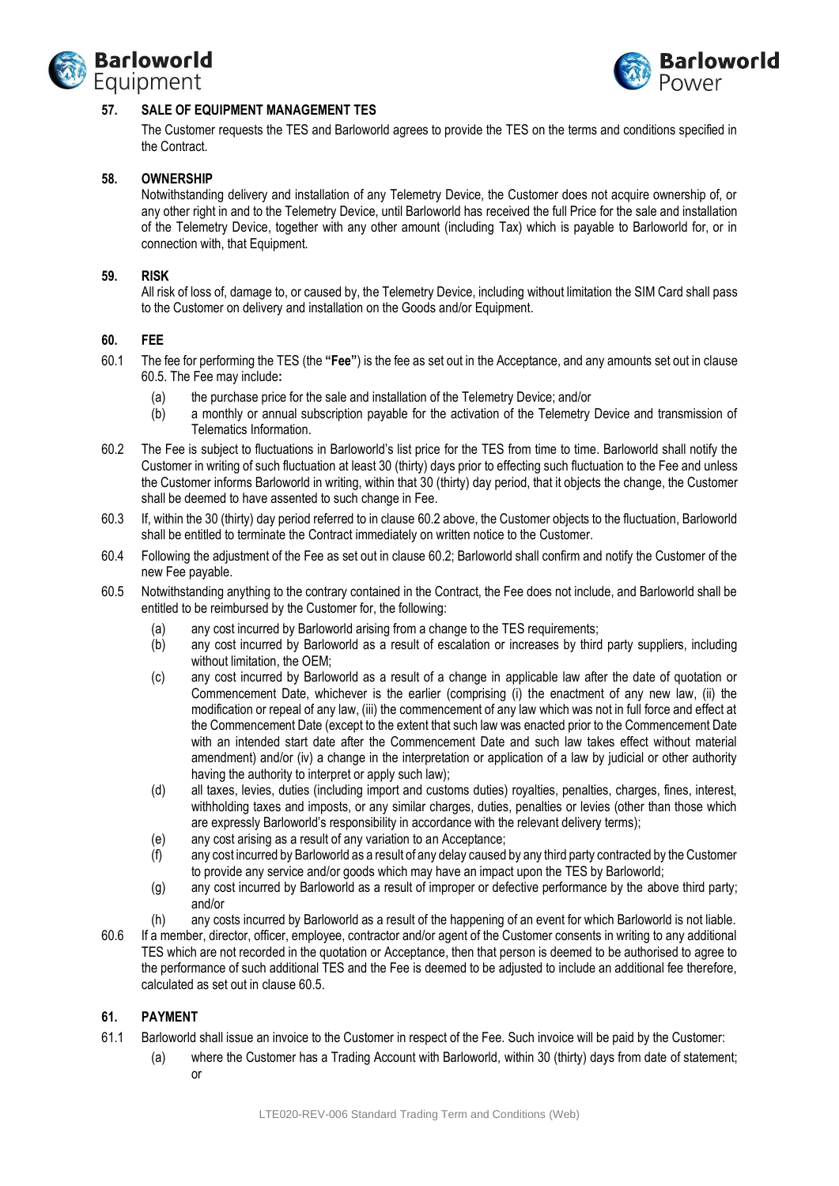## 57. SALE OF EQUIPMENT MANAGEMENT TES

The Customer requests the TES and Barloworld agrees to provide the TES on the terms and conditions specified in the Contract.

## 58. OWNERSHIP

Notwithstanding delivery and installation of any Telemetry Device, the Customer does not acquire ownership of, or any other right in and to the Telemetry Device, until Barloworld has received the full Price for the sale and installation of the Telemetry Device, together with any other amount (including Tax) which is payable to Barloworld for, or in connection with, that Equipment.

## 59. RISK

All risk of loss of, damage to, or caused by, the Telemetry Device, including without limitation the SIM Card shall pass to the Customer on delivery and installation on the Goods and/or Equipment.

## 60. FEE

60.1 The fee for performing the TES (the **"Fee"**) is the fee as set out in the Acceptance, and any amounts set out in clause 60.5. The Fee may include**:**

- (a) the purchase price for the sale and installation of the Telemetry Device; and/or
- (b) a monthly or annual subscription payable for the activation of the Telemetry Device and transmission of Telematics Information.

60.2 The Fee is subject to fluctuations in Barloworld's list price for the TES from time to time. Barloworld shall notify the Customer in writing of such fluctuation at least 30 (thirty) days prior to effecting such fluctuation to the Fee and unless the Customer informs Barloworld in writing, within that 30 (thirty) day period, that it objects the change, the Customer shall be deemed to have assented to such change in Fee.

60.3 If, within the 30 (thirty) day period referred to in clause 60.2 above, the Customer objects to the fluctuation, Barloworld shall be entitled to terminate the Contract immediately on written notice to the Customer.

60.4 Following the adjustment of the Fee as set out in clause 60.2; Barloworld shall confirm and notify the Customer of the new Fee payable.

60.5 Notwithstanding anything to the contrary contained in the Contract, the Fee does not include, and Barloworld shall be entitled to be reimbursed by the Customer for, the following:

- (a) any cost incurred by Barloworld arising from a change to the TES requirements;
- (b) any cost incurred by Barloworld as a result of escalation or increases by third party suppliers, including without limitation, the OEM;
- (c) any cost incurred by Barloworld as a result of a change in applicable law after the date of quotation or Commencement Date, whichever is the earlier (comprising (i) the enactment of any new law, (ii) the modification or repeal of any law, (iii) the commencement of any law which was not in full force and effect at the Commencement Date (except to the extent that such law was enacted prior to the Commencement Date with an intended start date after the Commencement Date and such law takes effect without material amendment) and/or (iv) a change in the interpretation or application of a law by judicial or other authority having the authority to interpret or apply such law);
- (d) all taxes, levies, duties (including import and customs duties) royalties, penalties, charges, fines, interest, withholding taxes and imposts, or any similar charges, duties, penalties or levies (other than those which are expressly Barloworld's responsibility in accordance with the relevant delivery terms);
- (e) any cost arising as a result of any variation to an Acceptance;
- (f) any cost incurred by Barloworld as a result of any delay caused by any third party contracted by the Customer to provide any service and/or goods which may have an impact upon the TES by Barloworld;
- (g) any cost incurred by Barloworld as a result of improper or defective performance by the above third party; and/or
- (h) any costs incurred by Barloworld as a result of the happening of an event for which Barloworld is not liable.

60.6 If a member, director, officer, employee, contractor and/or agent of the Customer consents in writing to any additional TES which are not recorded in the quotation or Acceptance, then that person is deemed to be authorised to agree to the performance of such additional TES and the Fee is deemed to be adjusted to include an additional fee therefore, calculated as set out in clause 60.5.

## 61. PAYMENT

61.1 Barloworld shall issue an invoice to the Customer in respect of the Fee. Such invoice will be paid by the Customer:

- (a) where the Customer has a Trading Account with Barloworld, within 30 (thirty) days from date of statement; or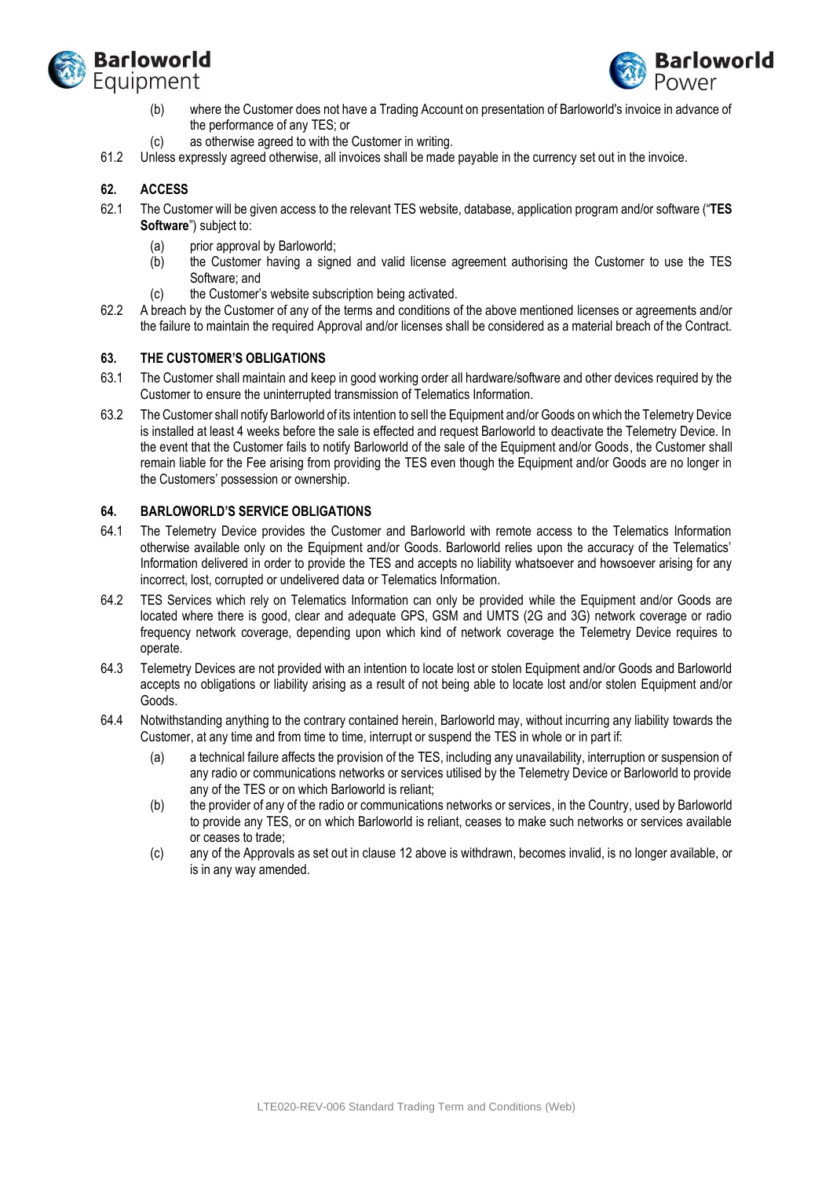(b) where the Customer does not have a Trading Account on presentation of Barloworld's invoice in advance of the performance of any TES; or

(c) as otherwise agreed to with the Customer in writing.

61.2 Unless expressly agreed otherwise, all invoices shall be made payable in the currency set out in the invoice.

## 62. ACCESS

62.1 The Customer will be given access to the relevant TES website, database, application program and/or software ("**TES Software**") subject to:

(a) prior approval by Barloworld;

(b) the Customer having a signed and valid license agreement authorising the Customer to use the TES Software; and

(c) the Customer's website subscription being activated.

62.2 A breach by the Customer of any of the terms and conditions of the above mentioned licenses or agreements and/or the failure to maintain the required Approval and/or licenses shall be considered as a material breach of the Contract.

## 63. THE CUSTOMER'S OBLIGATIONS

63.1 The Customer shall maintain and keep in good working order all hardware/software and other devices required by the Customer to ensure the uninterrupted transmission of Telematics Information.

63.2 The Customer shall notify Barloworld of its intention to sell the Equipment and/or Goods on which the Telemetry Device is installed at least 4 weeks before the sale is effected and request Barloworld to deactivate the Telemetry Device. In the event that the Customer fails to notify Barloworld of the sale of the Equipment and/or Goods, the Customer shall remain liable for the Fee arising from providing the TES even though the Equipment and/or Goods are no longer in the Customers' possession or ownership.

## 64. BARLOWORLD'S SERVICE OBLIGATIONS

64.1 The Telemetry Device provides the Customer and Barloworld with remote access to the Telematics Information otherwise available only on the Equipment and/or Goods. Barloworld relies upon the accuracy of the Telematics' Information delivered in order to provide the TES and accepts no liability whatsoever and howsoever arising for any incorrect, lost, corrupted or undelivered data or Telematics Information.

64.2 TES Services which rely on Telematics Information can only be provided while the Equipment and/or Goods are located where there is good, clear and adequate GPS, GSM and UMTS (2G and 3G) network coverage or radio frequency network coverage, depending upon which kind of network coverage the Telemetry Device requires to operate.

64.3 Telemetry Devices are not provided with an intention to locate lost or stolen Equipment and/or Goods and Barloworld accepts no obligations or liability arising as a result of not being able to locate lost and/or stolen Equipment and/or Goods.

64.4 Notwithstanding anything to the contrary contained herein, Barloworld may, without incurring any liability towards the Customer, at any time and from time to time, interrupt or suspend the TES in whole or in part if:

(a) a technical failure affects the provision of the TES, including any unavailability, interruption or suspension of any radio or communications networks or services utilised by the Telemetry Device or Barloworld to provide any of the TES or on which Barloworld is reliant;

(b) the provider of any of the radio or communications networks or services, in the Country, used by Barloworld to provide any TES, or on which Barloworld is reliant, ceases to make such networks or services available or ceases to trade;

(c) any of the Approvals as set out in clause 12 above is withdrawn, becomes invalid, is no longer available, or is in any way amended.